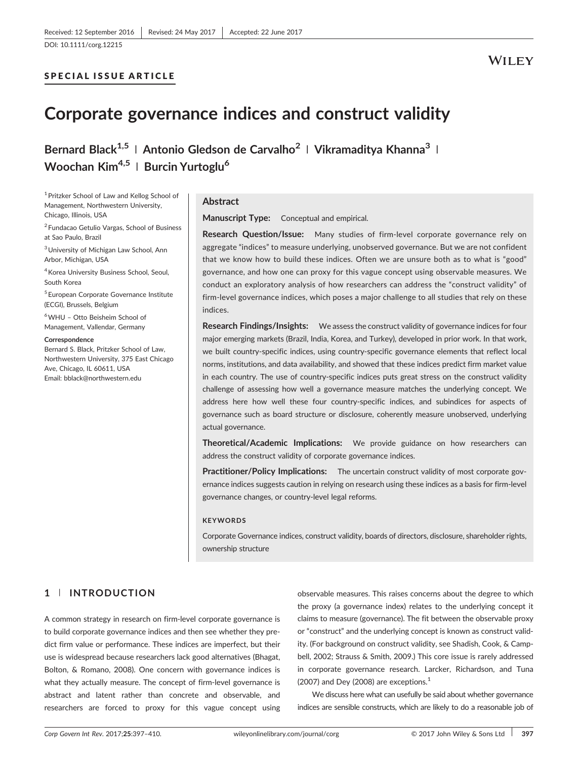Received: 12 September 2016 | Revised: 24 May 2017 | Accepted: 22 June 2017

DOI: 10.1111/corg.12215

SPECIAL ISSUE ARTICLE

# Corporate governance indices and construct validity

**Bernard Black**[1,5] | **Antonio Gledson de Carvalho**[2] | **Vikramaditya Khanna**[3] | **Woochan Kim**[4,5] | **Burcin Yurtoglu**[6]

[1] Pritzker School of Law and Kellog School of Management, Northwestern University, Chicago, Illinois, USA

[2] Fundacao Getulio Vargas, School of Business at Sao Paulo, Brazil

[3] University of Michigan Law School, Ann Arbor, Michigan, USA

[4] Korea University Business School, Seoul, South Korea

[5] European Corporate Governance Institute (ECGI), Brussels, Belgium

[6] WHU – Otto Beisheim School of Management, Vallendar, Germany

**Correspondence**

Bernard S. Black, Pritzker School of Law, Northwestern University, 375 East Chicago Ave, Chicago, IL 60611, USA

Email: bblack@northwestern.edu

## Abstract

**Manuscript Type:** Conceptual and empirical.

**Research Question/Issue:** Many studies of firm-level corporate governance rely on aggregate "indices" to measure underlying, unobserved governance. But we are not confident that we know how to build these indices. Often we are unsure both as to what is "good" governance, and how one can proxy for this vague concept using observable measures. We conduct an exploratory analysis of how researchers can address the "construct validity" of firm-level governance indices, which poses a major challenge to all studies that rely on these indices.

**Research Findings/Insights:** We assess the construct validity of governance indices for four major emerging markets (Brazil, India, Korea, and Turkey), developed in prior work. In that work, we built country-specific indices, using country-specific governance elements that reflect local norms, institutions, and data availability, and showed that these indices predict firm market value in each country. The use of country-specific indices puts great stress on the construct validity challenge of assessing how well a governance measure matches the underlying concept. We address here how well these four country-specific indices, and subindices for aspects of governance such as board structure or disclosure, coherently measure unobserved, underlying actual governance.

**Theoretical/Academic Implications:** We provide guidance on how researchers can address the construct validity of corporate governance indices.

**Practitioner/Policy Implications:** The uncertain construct validity of most corporate governance indices suggests caution in relying on research using these indices as a basis for firm-level governance changes, or country-level legal reforms.

**KEYWORDS**

Corporate Governance indices, construct validity, boards of directors, disclosure, shareholder rights, ownership structure

## 1 | INTRODUCTION

A common strategy in research on firm-level corporate governance is to build corporate governance indices and then see whether they predict firm value or performance. These indices are imperfect, but their use is widespread because researchers lack good alternatives (Bhagat, Bolton, & Romano, 2008). One concern with governance indices is what they actually measure. The concept of firm-level governance is abstract and latent rather than concrete and observable, and researchers are forced to proxy for this vague concept using observable measures. This raises concerns about the degree to which the proxy (a governance index) relates to the underlying concept it claims to measure (governance). The fit between the observable proxy or "construct" and the underlying concept is known as construct validity. (For background on construct validity, see Shadish, Cook, & Campbell, 2002; Strauss & Smith, 2009.) This core issue is rarely addressed in corporate governance research. Larcker, Richardson, and Tuna (2007) and Dey (2008) are exceptions.[1]

We discuss here what can usefully be said about whether governance indices are sensible constructs, which are likely to do a reasonable job of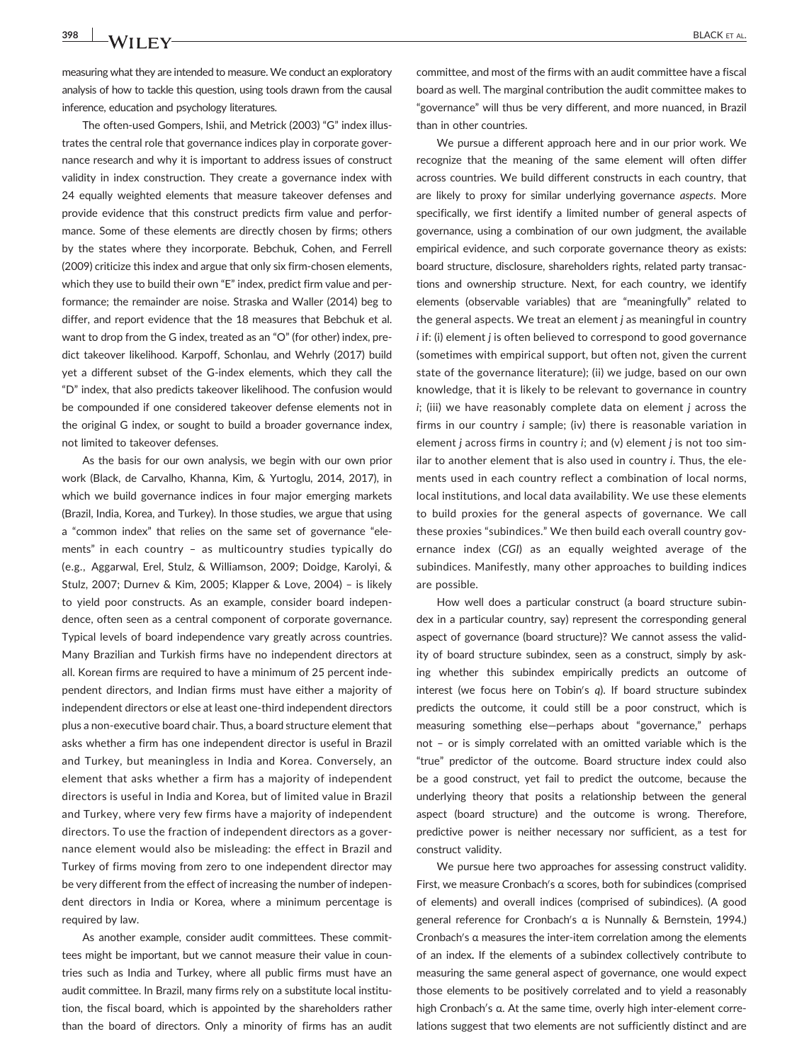measuring what they are intended to measure. We conduct an exploratory analysis of how to tackle this question, using tools drawn from the causal inference, education and psychology literatures.

The often-used Gompers, Ishii, and Metrick (2003) "G" index illustrates the central role that governance indices play in corporate governance research and why it is important to address issues of construct validity in index construction. They create a governance index with 24 equally weighted elements that measure takeover defenses and provide evidence that this construct predicts firm value and performance. Some of these elements are directly chosen by firms; others by the states where they incorporate. Bebchuk, Cohen, and Ferrell (2009) criticize this index and argue that only six firm-chosen elements, which they use to build their own "E" index, predict firm value and performance; the remainder are noise. Straska and Waller (2014) beg to differ, and report evidence that the 18 measures that Bebchuk et al. want to drop from the G index, treated as an "O" (for other) index, predict takeover likelihood. Karpoff, Schonlau, and Wehrly (2017) build yet a different subset of the G-index elements, which they call the "D" index, that also predicts takeover likelihood. The confusion would be compounded if one considered takeover defense elements not in the original G index, or sought to build a broader governance index, not limited to takeover defenses.

As the basis for our own analysis, we begin with our own prior work (Black, de Carvalho, Khanna, Kim, & Yurtoglu, 2014, 2017), in which we build governance indices in four major emerging markets (Brazil, India, Korea, and Turkey). In those studies, we argue that using a "common index" that relies on the same set of governance "elements" in each country – as multicountry studies typically do (e.g., Aggarwal, Erel, Stulz, & Williamson, 2009; Doidge, Karolyi, & Stulz, 2007; Durnev & Kim, 2005; Klapper & Love, 2004) – is likely to yield poor constructs. As an example, consider board independence, often seen as a central component of corporate governance. Typical levels of board independence vary greatly across countries. Many Brazilian and Turkish firms have no independent directors at all. Korean firms are required to have a minimum of 25 percent independent directors, and Indian firms must have either a majority of independent directors or else at least one-third independent directors plus a non-executive board chair. Thus, a board structure element that asks whether a firm has one independent director is useful in Brazil and Turkey, but meaningless in India and Korea. Conversely, an element that asks whether a firm has a majority of independent directors is useful in India and Korea, but of limited value in Brazil and Turkey, where very few firms have a majority of independent directors. To use the fraction of independent directors as a governance element would also be misleading: the effect in Brazil and Turkey of firms moving from zero to one independent director may be very different from the effect of increasing the number of independent directors in India or Korea, where a minimum percentage is required by law.

As another example, consider audit committees. These committees might be important, but we cannot measure their value in countries such as India and Turkey, where all public firms must have an audit committee. In Brazil, many firms rely on a substitute local institution, the fiscal board, which is appointed by the shareholders rather than the board of directors. Only a minority of firms has an audit committee, and most of the firms with an audit committee have a fiscal board as well. The marginal contribution the audit committee makes to "governance" will thus be very different, and more nuanced, in Brazil than in other countries.

We pursue a different approach here and in our prior work. We recognize that the meaning of the same element will often differ across countries. We build different constructs in each country, that are likely to proxy for similar underlying governance *aspects*. More specifically, we first identify a limited number of general aspects of governance, using a combination of our own judgment, the available empirical evidence, and such corporate governance theory as exists: board structure, disclosure, shareholders rights, related party transactions and ownership structure. Next, for each country, we identify elements (observable variables) that are "meaningfully" related to the general aspects. We treat an element *j* as meaningful in country *i* if: (i) element *j* is often believed to correspond to good governance (sometimes with empirical support, but often not, given the current state of the governance literature); (ii) we judge, based on our own knowledge, that it is likely to be relevant to governance in country *i*; (iii) we have reasonably complete data on element *j* across the firms in our country *i* sample; (iv) there is reasonable variation in element *j* across firms in country *i*; and (v) element *j* is not too similar to another element that is also used in country *i*. Thus, the elements used in each country reflect a combination of local norms, local institutions, and local data availability. We use these elements to build proxies for the general aspects of governance. We call these proxies "subindices." We then build each overall country governance index (*CGI*) as an equally weighted average of the subindices. Manifestly, many other approaches to building indices are possible.

How well does a particular construct (a board structure subindex in a particular country, say) represent the corresponding general aspect of governance (board structure)? We cannot assess the validity of board structure subindex, seen as a construct, simply by asking whether this subindex empirically predicts an outcome of interest (we focus here on Tobin's *q*). If board structure subindex predicts the outcome, it could still be a poor construct, which is measuring something else—perhaps about "governance," perhaps not – or is simply correlated with an omitted variable which is the "true" predictor of the outcome. Board structure index could also be a good construct, yet fail to predict the outcome, because the underlying theory that posits a relationship between the general aspect (board structure) and the outcome is wrong. Therefore, predictive power is neither necessary nor sufficient, as a test for construct validity.

We pursue here two approaches for assessing construct validity. First, we measure Cronbach's α scores, both for subindices (comprised of elements) and overall indices (comprised of subindices). (A good general reference for Cronbach's α is Nunnally & Bernstein, 1994.) Cronbach's α measures the inter-item correlation among the elements of an index. If the elements of a subindex collectively contribute to measuring the same general aspect of governance, one would expect those elements to be positively correlated and to yield a reasonably high Cronbach's α. At the same time, overly high inter-element correlations suggest that two elements are not sufficiently distinct and are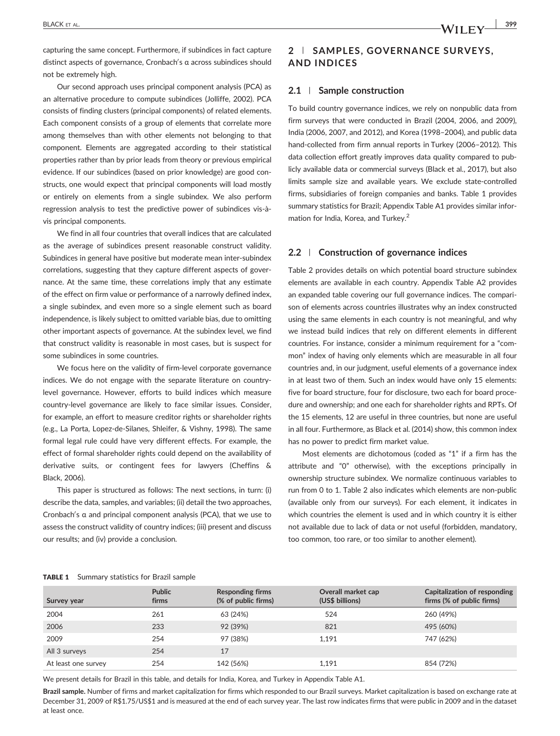capturing the same concept. Furthermore, if subindices in fact capture distinct aspects of governance, Cronbach's α across subindices should not be extremely high.

Our second approach uses principal component analysis (PCA) as an alternative procedure to compute subindices (Jolliffe, 2002). PCA consists of finding clusters (principal components) of related elements. Each component consists of a group of elements that correlate more among themselves than with other elements not belonging to that component. Elements are aggregated according to their statistical properties rather than by prior leads from theory or previous empirical evidence. If our subindices (based on prior knowledge) are good constructs, one would expect that principal components will load mostly or entirely on elements from a single subindex. We also perform regression analysis to test the predictive power of subindices vis-à-vis principal components.

We find in all four countries that overall indices that are calculated as the average of subindices present reasonable construct validity. Subindices in general have positive but moderate mean inter-subindex correlations, suggesting that they capture different aspects of governance. At the same time, these correlations imply that any estimate of the effect on firm value or performance of a narrowly defined index, a single subindex, and even more so a single element such as board independence, is likely subject to omitted variable bias, due to omitting other important aspects of governance. At the subindex level, we find that construct validity is reasonable in most cases, but is suspect for some subindices in some countries.

We focus here on the validity of firm-level corporate governance indices. We do not engage with the separate literature on country-level governance. However, efforts to build indices which measure country-level governance are likely to face similar issues. Consider, for example, an effort to measure creditor rights or shareholder rights (e.g., La Porta, Lopez-de-Silanes, Shleifer, & Vishny, 1998). The same formal legal rule could have very different effects. For example, the effect of formal shareholder rights could depend on the availability of derivative suits, or contingent fees for lawyers (Cheffins & Black, 2006).

This paper is structured as follows: The next sections, in turn: (i) describe the data, samples, and variables; (ii) detail the two approaches, Cronbach's α and principal component analysis (PCA), that we use to assess the construct validity of country indices; (iii) present and discuss our results; and (iv) provide a conclusion.

## 2 | SAMPLES, GOVERNANCE SURVEYS, AND INDICES

### 2.1 | Sample construction

To build country governance indices, we rely on nonpublic data from firm surveys that were conducted in Brazil (2004, 2006, and 2009), India (2006, 2007, and 2012), and Korea (1998–2004), and public data hand-collected from firm annual reports in Turkey (2006–2012). This data collection effort greatly improves data quality compared to publicly available data or commercial surveys (Black et al., 2017), but also limits sample size and available years. We exclude state-controlled firms, subsidiaries of foreign companies and banks. Table 1 provides summary statistics for Brazil; Appendix Table A1 provides similar information for India, Korea, and Turkey.[2]

### 2.2 | Construction of governance indices

Table 2 provides details on which potential board structure subindex elements are available in each country. Appendix Table A2 provides an expanded table covering our full governance indices. The comparison of elements across countries illustrates why an index constructed using the same elements in each country is not meaningful, and why we instead build indices that rely on different elements in different countries. For instance, consider a minimum requirement for a "common" index of having only elements which are measurable in all four countries and, in our judgment, useful elements of a governance index in at least two of them. Such an index would have only 15 elements: five for board structure, four for disclosure, two each for board procedure and ownership; and one each for shareholder rights and RPTs. Of the 15 elements, 12 are useful in three countries, but none are useful in all four. Furthermore, as Black et al. (2014) show, this common index has no power to predict firm market value.

Most elements are dichotomous (coded as "1" if a firm has the attribute and "0" otherwise), with the exceptions principally in ownership structure subindex. We normalize continuous variables to run from 0 to 1. Table 2 also indicates which elements are non-public (available only from our surveys). For each element, it indicates in which countries the element is used and in which country it is either not available due to lack of data or not useful (forbidden, mandatory, too common, too rare, or too similar to another element).

**TABLE 1** Summary statistics for Brazil sample

| Survey year | Public firms | Responding firms (% of public firms) | Overall market cap (US$ billions) | Capitalization of responding firms (% of public firms) |
|---|---|---|---|---|
| 2004 | 261 | 63 (24%) | 524 | 260 (49%) |
| 2006 | 233 | 92 (39%) | 821 | 495 (60%) |
| 2009 | 254 | 97 (38%) | 1,191 | 747 (62%) |
| All 3 surveys | 254 | 17 | | |
| At least one survey | 254 | 142 (56%) | 1,191 | 854 (72%) |

We present details for Brazil in this table, and details for India, Korea, and Turkey in Appendix Table A1.

**Brazil sample.** Number of firms and market capitalization for firms which responded to our Brazil surveys. Market capitalization is based on exchange rate at December 31, 2009 of R$1.75/US$1 and is measured at the end of each survey year. The last row indicates firms that were public in 2009 and in the dataset at least once.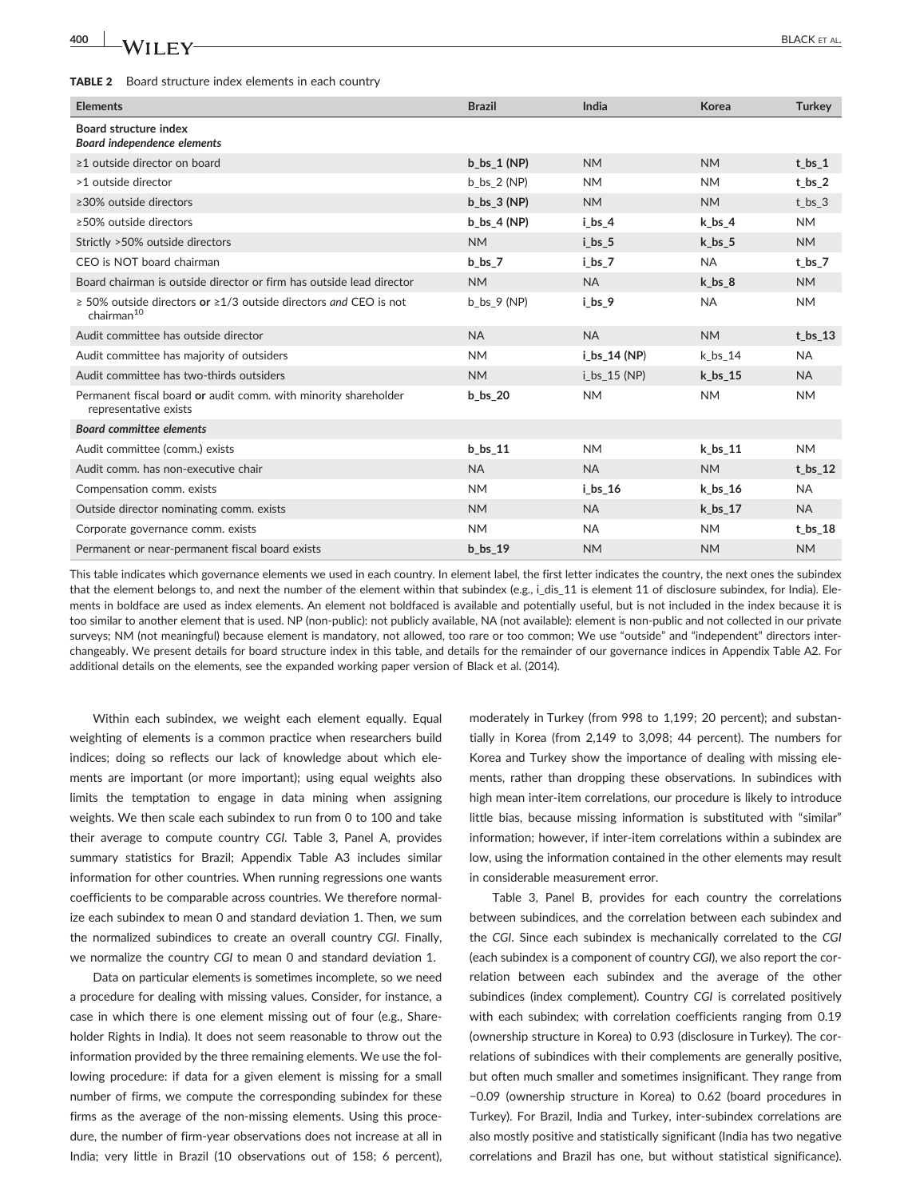**TABLE 2** Board structure index elements in each country

| Elements | Brazil | India | Korea | Turkey |
|---|---|---|---|---|
| **Board structure index** *Board independence elements* | | | | |
| ≥1 outside director on board | **b_bs_1 (NP)** | NM | NM | **t_bs_1** |
| >1 outside director | b_bs_2 (NP) | NM | NM | **t_bs_2** |
| ≥30% outside directors | **b_bs_3 (NP)** | NM | NM | t_bs_3 |
| ≥50% outside directors | **b_bs_4 (NP)** | **i_bs_4** | **k_bs_4** | NM |
| Strictly >50% outside directors | NM | **i_bs_5** | **k_bs_5** | NM |
| CEO is NOT board chairman | **b_bs_7** | **i_bs_7** | NA | **t_bs_7** |
| Board chairman is outside director or firm has outside lead director | NM | NA | **k_bs_8** | NM |
| ≥ 50% outside directors **or** ≥1/3 outside directors *and* CEO is not chairman[10] | b_bs_9 (NP) | **i_bs_9** | NA | NM |
| Audit committee has outside director | NA | NA | NM | **t_bs_13** |
| Audit committee has majority of outsiders | NM | **i_bs_14 (NP)** | k_bs_14 | NA |
| Audit committee has two-thirds outsiders | NM | i_bs_15 (NP) | **k_bs_15** | NA |
| Permanent fiscal board **or** audit comm. with minority shareholder representative exists | **b_bs_20** | NM | NM | NM |
| *Board committee elements* | | | | |
| Audit committee (comm.) exists | **b_bs_11** | NM | **k_bs_11** | NM |
| Audit comm. has non-executive chair | NA | NA | NM | **t_bs_12** |
| Compensation comm. exists | NM | **i_bs_16** | **k_bs_16** | NA |
| Outside director nominating comm. exists | NM | NA | **k_bs_17** | NA |
| Corporate governance comm. exists | NM | NA | NM | **t_bs_18** |
| Permanent or near-permanent fiscal board exists | **b_bs_19** | NM | NM | NM |

This table indicates which governance elements we used in each country. In element label, the first letter indicates the country, the next ones the subindex that the element belongs to, and next the number of the element within that subindex (e.g., i_dis_11 is element 11 of disclosure subindex, for India). Elements in boldface are used as index elements. An element not boldfaced is available and potentially useful, but is not included in the index because it is too similar to another element that is used. NP (non-public): not publicly available, NA (not available): element is non-public and not collected in our private surveys; NM (not meaningful) because element is mandatory, not allowed, too rare or too common; We use "outside" and "independent" directors interchangeably. We present details for board structure index in this table, and details for the remainder of our governance indices in Appendix Table A2. For additional details on the elements, see the expanded working paper version of Black et al. (2014).

Within each subindex, we weight each element equally. Equal weighting of elements is a common practice when researchers build indices; doing so reflects our lack of knowledge about which elements are important (or more important); using equal weights also limits the temptation to engage in data mining when assigning weights. We then scale each subindex to run from 0 to 100 and take their average to compute country *CGI*. Table 3, Panel A, provides summary statistics for Brazil; Appendix Table A3 includes similar information for other countries. When running regressions one wants coefficients to be comparable across countries. We therefore normalize each subindex to mean 0 and standard deviation 1. Then, we sum the normalized subindices to create an overall country *CGI*. Finally, we normalize the country *CGI* to mean 0 and standard deviation 1.

Data on particular elements is sometimes incomplete, so we need a procedure for dealing with missing values. Consider, for instance, a case in which there is one element missing out of four (e.g., Shareholder Rights in India). It does not seem reasonable to throw out the information provided by the three remaining elements. We use the following procedure: if data for a given element is missing for a small number of firms, we compute the corresponding subindex for these firms as the average of the non-missing elements. Using this procedure, the number of firm-year observations does not increase at all in India; very little in Brazil (10 observations out of 158; 6 percent), moderately in Turkey (from 998 to 1,199; 20 percent); and substantially in Korea (from 2,149 to 3,098; 44 percent). The numbers for Korea and Turkey show the importance of dealing with missing elements, rather than dropping these observations. In subindices with high mean inter-item correlations, our procedure is likely to introduce little bias, because missing information is substituted with "similar" information; however, if inter-item correlations within a subindex are low, using the information contained in the other elements may result in considerable measurement error.

Table 3, Panel B, provides for each country the correlations between subindices, and the correlation between each subindex and the *CGI*. Since each subindex is mechanically correlated to the *CGI* (each subindex is a component of country *CGI*), we also report the correlation between each subindex and the average of the other subindices (index complement). Country *CGI* is correlated positively with each subindex; with correlation coefficients ranging from 0.19 (ownership structure in Korea) to 0.93 (disclosure in Turkey). The correlations of subindices with their complements are generally positive, but often much smaller and sometimes insignificant. They range from −0.09 (ownership structure in Korea) to 0.62 (board procedures in Turkey). For Brazil, India and Turkey, inter-subindex correlations are also mostly positive and statistically significant (India has two negative correlations and Brazil has one, but without statistical significance).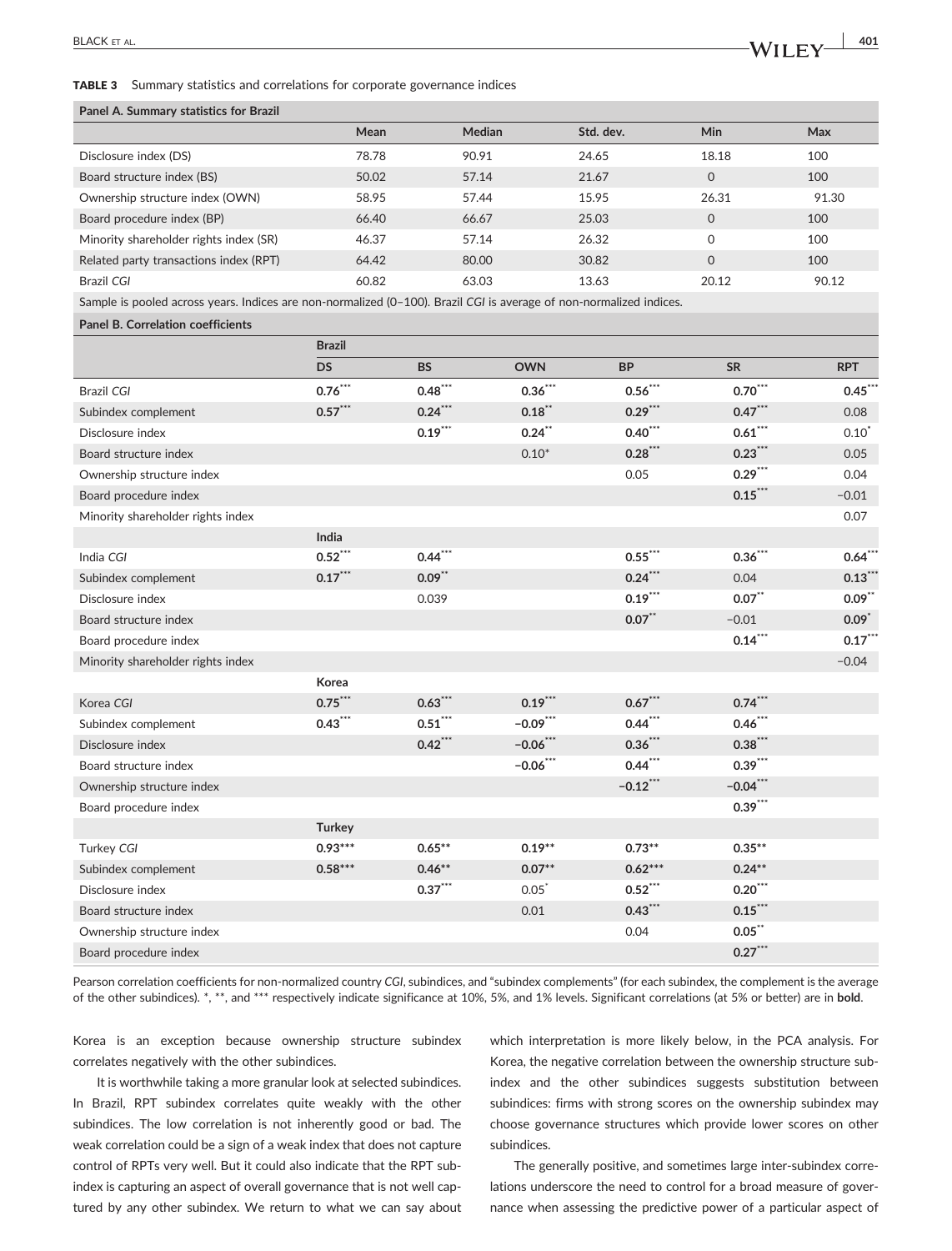**TABLE 3** Summary statistics and correlations for corporate governance indices

| Panel A. Summary statistics for Brazil | | | | | |
|---|---|---|---|---|---|
| | Mean | Median | Std. dev. | Min | Max |
| Disclosure index (DS) | 78.78 | 90.91 | 24.65 | 18.18 | 100 |
| Board structure index (BS) | 50.02 | 57.14 | 21.67 | 0 | 100 |
| Ownership structure index (OWN) | 58.95 | 57.44 | 15.95 | 26.31 | 91.30 |
| Board procedure index (BP) | 66.40 | 66.67 | 25.03 | 0 | 100 |
| Minority shareholder rights index (SR) | 46.37 | 57.14 | 26.32 | 0 | 100 |
| Related party transactions index (RPT) | 64.42 | 80.00 | 30.82 | 0 | 100 |
| Brazil *CGI* | 60.82 | 63.03 | 13.63 | 20.12 | 90.12 |

Sample is pooled across years. Indices are non-normalized (0–100). Brazil *CGI* is average of non-normalized indices.

| Panel B. Correlation coefficients | | | | | | |
|---|---|---|---|---|---|---|
| | Brazil | | | | | |
| | DS | BS | OWN | BP | SR | RPT |
| Brazil *CGI* | **0.76*****| **0.48***** | **0.36***** | **0.56***** | **0.70***** | **0.45***** |
| Subindex complement | **0.57***** | **0.24***** | **0.18**** | **0.29***** | **0.47***** | 0.08 |
| Disclosure index | | **0.19***** | **0.24**** | **0.40***** | **0.61***** | 0.10* |
| Board structure index | | | 0.10* | **0.28***** | **0.23***** | 0.05 |
| Ownership structure index | | | | 0.05 | **0.29***** | 0.04 |
| Board procedure index | | | | | **0.15***** | −0.01 |
| Minority shareholder rights index | | | | | | 0.07 |
| | India | | | | | |
| India *CGI* | **0.52***** | **0.44***** | | **0.55***** | **0.36***** | **0.64***** |
| Subindex complement | **0.17***** | **0.09**** | | **0.24***** | 0.04 | **0.13***** |
| Disclosure index | | 0.039 | | **0.19***** | **0.07**** | **0.09**** |
| Board structure index | | | | **0.07**** | −0.01 | **0.09*** |
| Board procedure index | | | | | **0.14***** | **0.17***** |
| Minority shareholder rights index | | | | | | −0.04 |
| | Korea | | | | | |
| Korea *CGI* | **0.75***** | **0.63***** | **0.19***** | **0.67***** | **0.74***** | |
| Subindex complement | **0.43***** | **0.51***** | **−0.09***** | **0.44***** | **0.46***** | |
| Disclosure index | | **0.42***** | **−0.06***** | **0.36***** | **0.38***** | |
| Board structure index | | | **−0.06***** | **0.44***** | **0.39***** | |
| Ownership structure index | | | | **−0.12***** | **−0.04***** | |
| Board procedure index | | | | | **0.39***** | |
| | Turkey | | | | | |
| Turkey *CGI* | **0.93***** | **0.65**** | **0.19**** | **0.73**** | **0.35**** | |
| Subindex complement | **0.58***** | **0.46**** | **0.07**** | **0.62***** | **0.24**** | |
| Disclosure index | | **0.37***** | 0.05* | **0.52***** | **0.20***** | |
| Board structure index | | | 0.01 | **0.43***** | **0.15***** | |
| Ownership structure index | | | | 0.04 | **0.05**** | |
| Board procedure index | | | | | **0.27***** | |

Pearson correlation coefficients for non-normalized country *CGI*, subindices, and "subindex complements" (for each subindex, the complement is the average of the other subindices). *, **, and *** respectively indicate significance at 10%, 5%, and 1% levels. Significant correlations (at 5% or better) are in **bold**.

Korea is an exception because ownership structure subindex correlates negatively with the other subindices.

It is worthwhile taking a more granular look at selected subindices. In Brazil, RPT subindex correlates quite weakly with the other subindices. The low correlation is not inherently good or bad. The weak correlation could be a sign of a weak index that does not capture control of RPTs very well. But it could also indicate that the RPT subindex is capturing an aspect of overall governance that is not well captured by any other subindex. We return to what we can say about which interpretation is more likely below, in the PCA analysis. For Korea, the negative correlation between the ownership structure subindex and the other subindices suggests substitution between subindices: firms with strong scores on the ownership subindex may choose governance structures which provide lower scores on other subindices.

The generally positive, and sometimes large inter-subindex correlations underscore the need to control for a broad measure of governance when assessing the predictive power of a particular aspect of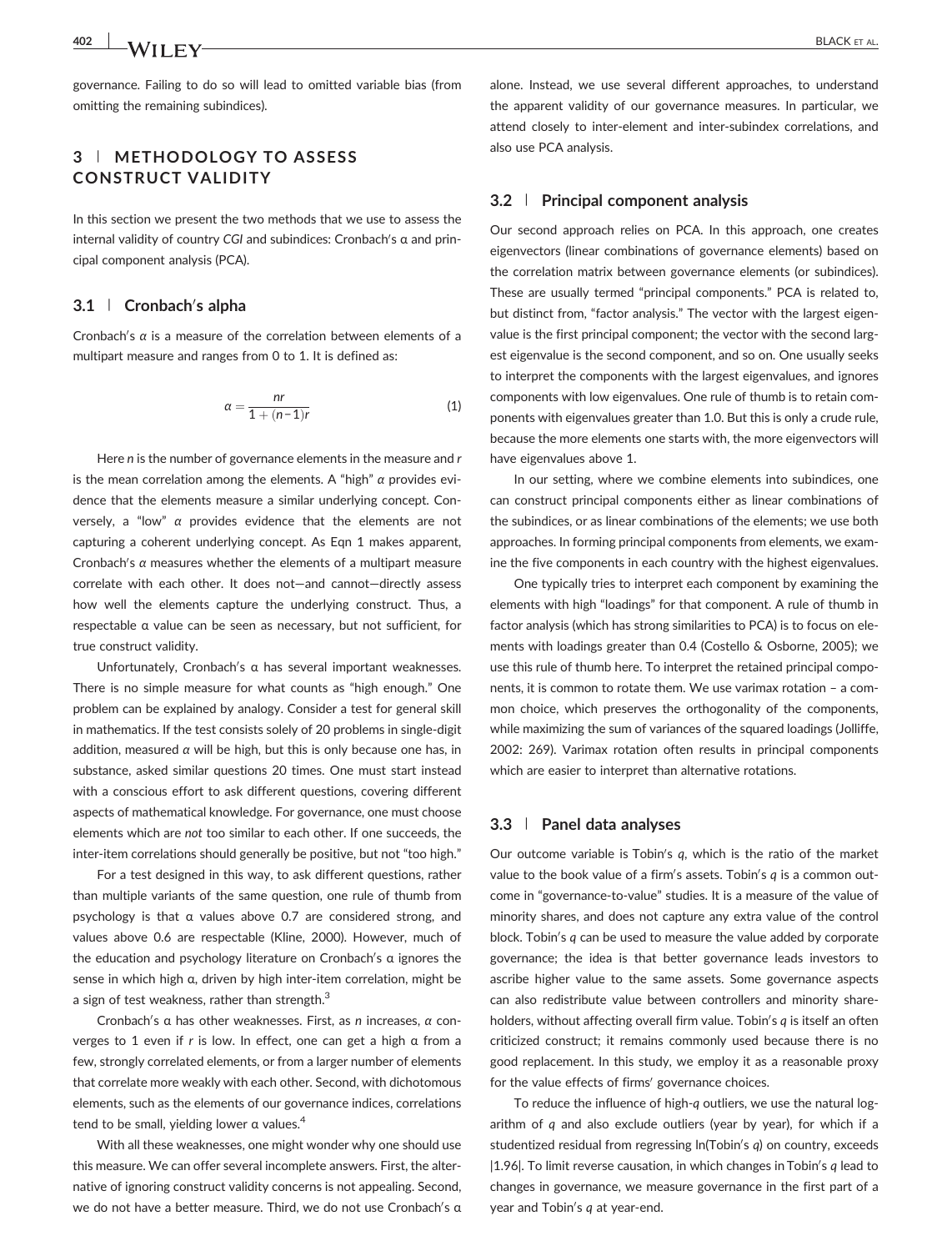governance. Failing to do so will lead to omitted variable bias (from omitting the remaining subindices).

## 3 | METHODOLOGY TO ASSESS CONSTRUCT VALIDITY

In this section we present the two methods that we use to assess the internal validity of country *CGI* and subindices: Cronbach's α and principal component analysis (PCA).

### 3.1 | Cronbach's alpha

Cronbach's $\alpha$ is a measure of the correlation between elements of a multipart measure and ranges from 0 to 1. It is defined as:

$$\alpha = \frac{nr}{1 + (n-1)r} \tag{1}$$

Here $n$ is the number of governance elements in the measure and $r$ is the mean correlation among the elements. A "high" $\alpha$ provides evidence that the elements measure a similar underlying concept. Conversely, a "low" $\alpha$ provides evidence that the elements are not capturing a coherent underlying concept. As Eqn 1 makes apparent, Cronbach's $\alpha$ measures whether the elements of a multipart measure correlate with each other. It does not—and cannot—directly assess how well the elements capture the underlying construct. Thus, a respectable α value can be seen as necessary, but not sufficient, for true construct validity.

Unfortunately, Cronbach's α has several important weaknesses. There is no simple measure for what counts as "high enough." One problem can be explained by analogy. Consider a test for general skill in mathematics. If the test consists solely of 20 problems in single-digit addition, measured $\alpha$ will be high, but this is only because one has, in substance, asked similar questions 20 times. One must start instead with a conscious effort to ask different questions, covering different aspects of mathematical knowledge. For governance, one must choose elements which are *not* too similar to each other. If one succeeds, the inter-item correlations should generally be positive, but not "too high."

For a test designed in this way, to ask different questions, rather than multiple variants of the same question, one rule of thumb from psychology is that α values above 0.7 are considered strong, and values above 0.6 are respectable (Kline, 2000). However, much of the education and psychology literature on Cronbach's α ignores the sense in which high α, driven by high inter-item correlation, might be a sign of test weakness, rather than strength.[3]

Cronbach's α has other weaknesses. First, as $n$ increases, $\alpha$ converges to 1 even if $r$ is low. In effect, one can get a high α from a few, strongly correlated elements, or from a larger number of elements that correlate more weakly with each other. Second, with dichotomous elements, such as the elements of our governance indices, correlations tend to be small, yielding lower α values.[4]

With all these weaknesses, one might wonder why one should use this measure. We can offer several incomplete answers. First, the alternative of ignoring construct validity concerns is not appealing. Second, we do not have a better measure. Third, we do not use Cronbach's α alone. Instead, we use several different approaches, to understand the apparent validity of our governance measures. In particular, we attend closely to inter-element and inter-subindex correlations, and also use PCA analysis.

### 3.2 | Principal component analysis

Our second approach relies on PCA. In this approach, one creates eigenvectors (linear combinations of governance elements) based on the correlation matrix between governance elements (or subindices). These are usually termed "principal components." PCA is related to, but distinct from, "factor analysis." The vector with the largest eigenvalue is the first principal component; the vector with the second largest eigenvalue is the second component, and so on. One usually seeks to interpret the components with the largest eigenvalues, and ignores components with low eigenvalues. One rule of thumb is to retain components with eigenvalues greater than 1.0. But this is only a crude rule, because the more elements one starts with, the more eigenvectors will have eigenvalues above 1.

In our setting, where we combine elements into subindices, one can construct principal components either as linear combinations of the subindices, or as linear combinations of the elements; we use both approaches. In forming principal components from elements, we examine the five components in each country with the highest eigenvalues.

One typically tries to interpret each component by examining the elements with high "loadings" for that component. A rule of thumb in factor analysis (which has strong similarities to PCA) is to focus on elements with loadings greater than 0.4 (Costello & Osborne, 2005); we use this rule of thumb here. To interpret the retained principal components, it is common to rotate them. We use varimax rotation – a common choice, which preserves the orthogonality of the components, while maximizing the sum of variances of the squared loadings (Jolliffe, 2002: 269). Varimax rotation often results in principal components which are easier to interpret than alternative rotations.

### 3.3 | Panel data analyses

Our outcome variable is Tobin's $q$, which is the ratio of the market value to the book value of a firm's assets. Tobin's $q$ is a common outcome in "governance-to-value" studies. It is a measure of the value of minority shares, and does not capture any extra value of the control block. Tobin's $q$ can be used to measure the value added by corporate governance; the idea is that better governance leads investors to ascribe higher value to the same assets. Some governance aspects can also redistribute value between controllers and minority shareholders, without affecting overall firm value. Tobin's $q$ is itself an often criticized construct; it remains commonly used because there is no good replacement. In this study, we employ it as a reasonable proxy for the value effects of firms' governance choices.

To reduce the influence of high-$q$ outliers, we use the natural logarithm of $q$ and also exclude outliers (year by year), for which if a studentized residual from regressing ln(Tobin's $q$) on country, exceeds $|1.96|$. To limit reverse causation, in which changes in Tobin's $q$ lead to changes in governance, we measure governance in the first part of a year and Tobin's $q$ at year-end.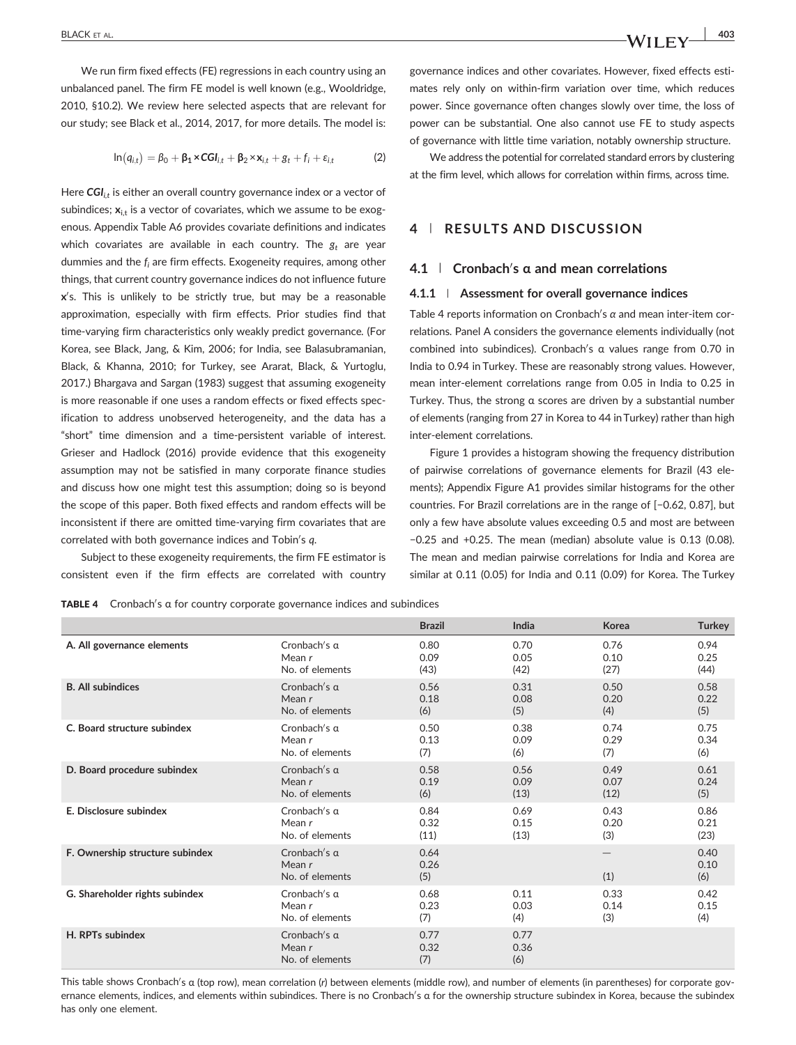We run firm fixed effects (FE) regressions in each country using an unbalanced panel. The firm FE model is well known (e.g., Wooldridge, 2010, §10.2). We review here selected aspects that are relevant for our study; see Black et al., 2014, 2017, for more details. The model is:

$$\ln(q_{i,t}) = \beta_0 + \boldsymbol{\beta_1} \times \boldsymbol{CGI}_{i,t} + \boldsymbol{\beta_2} \times \mathbf{x}_{i,t} + g_t + f_i + \varepsilon_{i,t} \tag{2}$$

Here $\boldsymbol{CGI}_{i,t}$ is either an overall country governance index or a vector of subindices; $\mathbf{x}_{i,t}$ is a vector of covariates, which we assume to be exogenous. Appendix Table A6 provides covariate definitions and indicates which covariates are available in each country. The $g_t$ are year dummies and the $f_i$ are firm effects. Exogeneity requires, among other things, that current country governance indices do not influence future $\mathbf{x}$'s. This is unlikely to be strictly true, but may be a reasonable approximation, especially with firm effects. Prior studies find that time-varying firm characteristics only weakly predict governance. (For Korea, see Black, Jang, & Kim, 2006; for India, see Balasubramanian, Black, & Khanna, 2010; for Turkey, see Ararat, Black, & Yurtoglu, 2017.) Bhargava and Sargan (1983) suggest that assuming exogeneity is more reasonable if one uses a random effects or fixed effects specification to address unobserved heterogeneity, and the data has a "short" time dimension and a time-persistent variable of interest. Grieser and Hadlock (2016) provide evidence that this exogeneity assumption may not be satisfied in many corporate finance studies and discuss how one might test this assumption; doing so is beyond the scope of this paper. Both fixed effects and random effects will be inconsistent if there are omitted time-varying firm covariates that are correlated with both governance indices and Tobin's *q*.

Subject to these exogeneity requirements, the firm FE estimator is consistent even if the firm effects are correlated with country governance indices and other covariates. However, fixed effects estimates rely only on within-firm variation over time, which reduces power. Since governance often changes slowly over time, the loss of power can be substantial. One also cannot use FE to study aspects of governance with little time variation, notably ownership structure.

We address the potential for correlated standard errors by clustering at the firm level, which allows for correlation within firms, across time.

## 4 | RESULTS AND DISCUSSION

### 4.1 | Cronbach's α and mean correlations

#### 4.1.1 | Assessment for overall governance indices

Table 4 reports information on Cronbach's *α* and mean inter-item correlations. Panel A considers the governance elements individually (not combined into subindices). Cronbach's α values range from 0.70 in India to 0.94 in Turkey. These are reasonably strong values. However, mean inter-element correlations range from 0.05 in India to 0.25 in Turkey. Thus, the strong α scores are driven by a substantial number of elements (ranging from 27 in Korea to 44 in Turkey) rather than high inter-element correlations.

Figure 1 provides a histogram showing the frequency distribution of pairwise correlations of governance elements for Brazil (43 elements); Appendix Figure A1 provides similar histograms for the other countries. For Brazil correlations are in the range of [−0.62, 0.87], but only a few have absolute values exceeding 0.5 and most are between −0.25 and +0.25. The mean (median) absolute value is 0.13 (0.08). The mean and median pairwise correlations for India and Korea are similar at 0.11 (0.05) for India and 0.11 (0.09) for Korea. The Turkey

**TABLE 4** Cronbach's α for country corporate governance indices and subindices

| | | Brazil | India | Korea | Turkey |
|---|---|---|---|---|---|
| **A. All governance elements** | Cronbach's α | 0.80 | 0.70 | 0.76 | 0.94 |
| | Mean *r* | 0.09 | 0.05 | 0.10 | 0.25 |
| | No. of elements | (43) | (42) | (27) | (44) |
| **B. All subindices** | Cronbach's α | 0.56 | 0.31 | 0.50 | 0.58 |
| | Mean *r* | 0.18 | 0.08 | 0.20 | 0.22 |
| | No. of elements | (6) | (5) | (4) | (5) |
| **C. Board structure subindex** | Cronbach's α | 0.50 | 0.38 | 0.74 | 0.75 |
| | Mean *r* | 0.13 | 0.09 | 0.29 | 0.34 |
| | No. of elements | (7) | (6) | (7) | (6) |
| **D. Board procedure subindex** | Cronbach's α | 0.58 | 0.56 | 0.49 | 0.61 |
| | Mean *r* | 0.19 | 0.09 | 0.07 | 0.24 |
| | No. of elements | (6) | (13) | (12) | (5) |
| **E. Disclosure subindex** | Cronbach's α | 0.84 | 0.69 | 0.43 | 0.86 |
| | Mean *r* | 0.32 | 0.15 | 0.20 | 0.21 |
| | No. of elements | (11) | (13) | (3) | (23) |
| **F. Ownership structure subindex** | Cronbach's α | 0.64 | | — | 0.40 |
| | Mean *r* | 0.26 | | | 0.10 |
| | No. of elements | (5) | | (1) | (6) |
| **G. Shareholder rights subindex** | Cronbach's α | 0.68 | 0.11 | 0.33 | 0.42 |
| | Mean *r* | 0.23 | 0.03 | 0.14 | 0.15 |
| | No. of elements | (7) | (4) | (3) | (4) |
| **H. RPTs subindex** | Cronbach's α | 0.77 | 0.77 | | |
| | Mean *r* | 0.32 | 0.36 | | |
| | No. of elements | (7) | (6) | | |

This table shows Cronbach's α (top row), mean correlation (*r*) between elements (middle row), and number of elements (in parentheses) for corporate governance elements, indices, and elements within subindices. There is no Cronbach's α for the ownership structure subindex in Korea, because the subindex has only one element.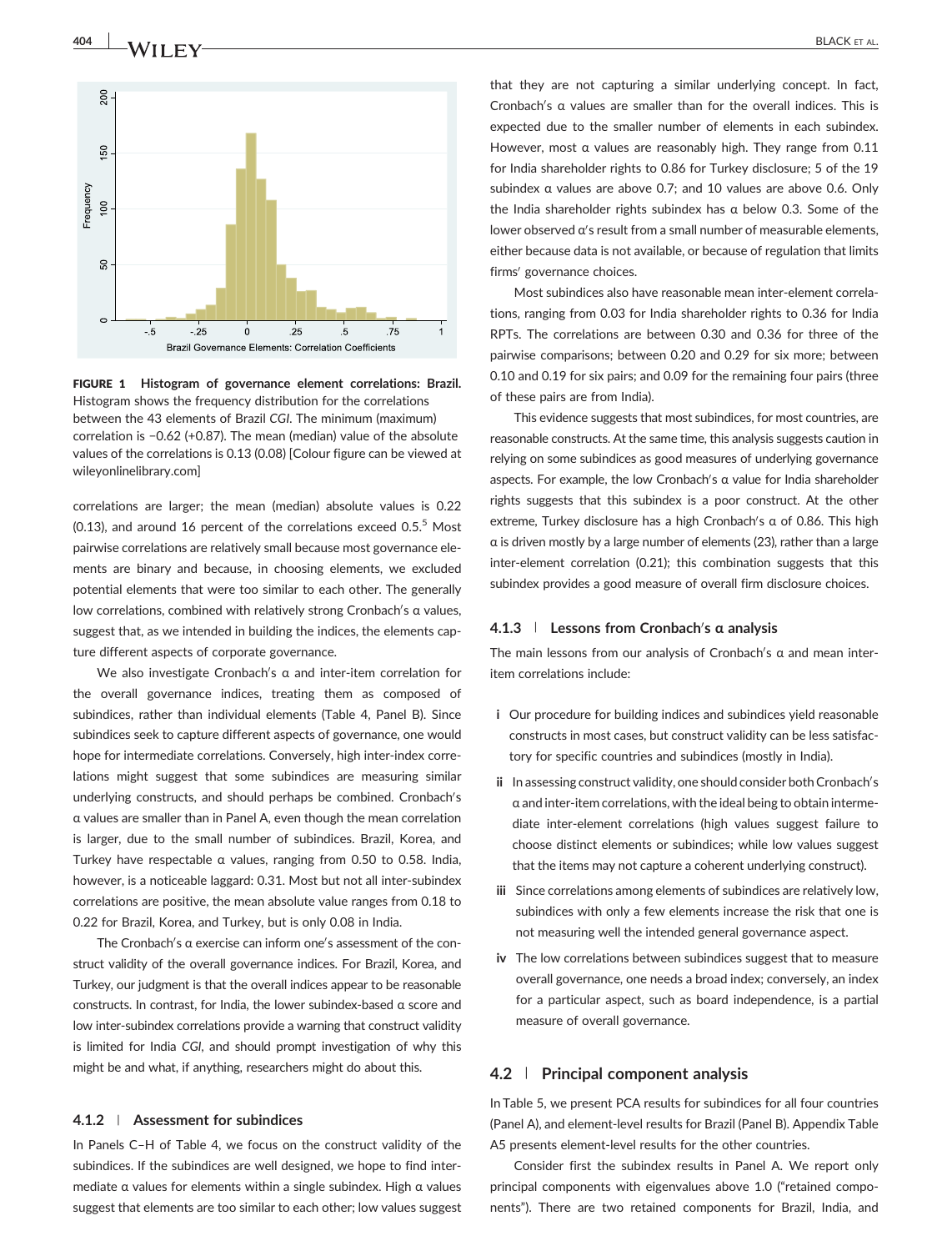**FIGURE 1** **Histogram of governance element correlations: Brazil.** Histogram shows the frequency distribution for the correlations between the 43 elements of Brazil *CGI*. The minimum (maximum) correlation is −0.62 (+0.87). The mean (median) value of the absolute values of the correlations is 0.13 (0.08) [Colour figure can be viewed at wileyonlinelibrary.com]

correlations are larger; the mean (median) absolute values is 0.22 (0.13), and around 16 percent of the correlations exceed 0.5.[5] Most pairwise correlations are relatively small because most governance elements are binary and because, in choosing elements, we excluded potential elements that were too similar to each other. The generally low correlations, combined with relatively strong Cronbach's α values, suggest that, as we intended in building the indices, the elements capture different aspects of corporate governance.

We also investigate Cronbach's α and inter-item correlation for the overall governance indices, treating them as composed of subindices, rather than individual elements (Table 4, Panel B). Since subindices seek to capture different aspects of governance, one would hope for intermediate correlations. Conversely, high inter-index correlations might suggest that some subindices are measuring similar underlying constructs, and should perhaps be combined. Cronbach's α values are smaller than in Panel A, even though the mean correlation is larger, due to the small number of subindices. Brazil, Korea, and Turkey have respectable α values, ranging from 0.50 to 0.58. India, however, is a noticeable laggard: 0.31. Most but not all inter-subindex correlations are positive, the mean absolute value ranges from 0.18 to 0.22 for Brazil, Korea, and Turkey, but is only 0.08 in India.

The Cronbach's α exercise can inform one's assessment of the construct validity of the overall governance indices. For Brazil, Korea, and Turkey, our judgment is that the overall indices appear to be reasonable constructs. In contrast, for India, the lower subindex-based α score and low inter-subindex correlations provide a warning that construct validity is limited for India *CGI*, and should prompt investigation of why this might be and what, if anything, researchers might do about this.

### 4.1.2 | Assessment for subindices

In Panels C–H of Table 4, we focus on the construct validity of the subindices. If the subindices are well designed, we hope to find intermediate α values for elements within a single subindex. High α values suggest that elements are too similar to each other; low values suggest that they are not capturing a similar underlying concept. In fact, Cronbach's α values are smaller than for the overall indices. This is expected due to the smaller number of elements in each subindex. However, most α values are reasonably high. They range from 0.11 for India shareholder rights to 0.86 for Turkey disclosure; 5 of the 19 subindex α values are above 0.7; and 10 values are above 0.6. Only the India shareholder rights subindex has α below 0.3. Some of the lower observed α's result from a small number of measurable elements, either because data is not available, or because of regulation that limits firms' governance choices.

Most subindices also have reasonable mean inter-element correlations, ranging from 0.03 for India shareholder rights to 0.36 for India RPTs. The correlations are between 0.30 and 0.36 for three of the pairwise comparisons; between 0.20 and 0.29 for six more; between 0.10 and 0.19 for six pairs; and 0.09 for the remaining four pairs (three of these pairs are from India).

This evidence suggests that most subindices, for most countries, are reasonable constructs. At the same time, this analysis suggests caution in relying on some subindices as good measures of underlying governance aspects. For example, the low Cronbach's α value for India shareholder rights suggests that this subindex is a poor construct. At the other extreme, Turkey disclosure has a high Cronbach's α of 0.86. This high α is driven mostly by a large number of elements (23), rather than a large inter-element correlation (0.21); this combination suggests that this subindex provides a good measure of overall firm disclosure choices.

### 4.1.3 | Lessons from Cronbach's α analysis

The main lessons from our analysis of Cronbach's α and mean inter-item correlations include:

- **i** Our procedure for building indices and subindices yield reasonable constructs in most cases, but construct validity can be less satisfactory for specific countries and subindices (mostly in India).
- **ii** In assessing construct validity, one should consider both Cronbach's α and inter-item correlations, with the ideal being to obtain intermediate inter-element correlations (high values suggest failure to choose distinct elements or subindices; while low values suggest that the items may not capture a coherent underlying construct).
- **iii** Since correlations among elements of subindices are relatively low, subindices with only a few elements increase the risk that one is not measuring well the intended general governance aspect.
- **iv** The low correlations between subindices suggest that to measure overall governance, one needs a broad index; conversely, an index for a particular aspect, such as board independence, is a partial measure of overall governance.

## 4.2 | Principal component analysis

In Table 5, we present PCA results for subindices for all four countries (Panel A), and element-level results for Brazil (Panel B). Appendix Table A5 presents element-level results for the other countries.

Consider first the subindex results in Panel A. We report only principal components with eigenvalues above 1.0 ("retained components"). There are two retained components for Brazil, India, and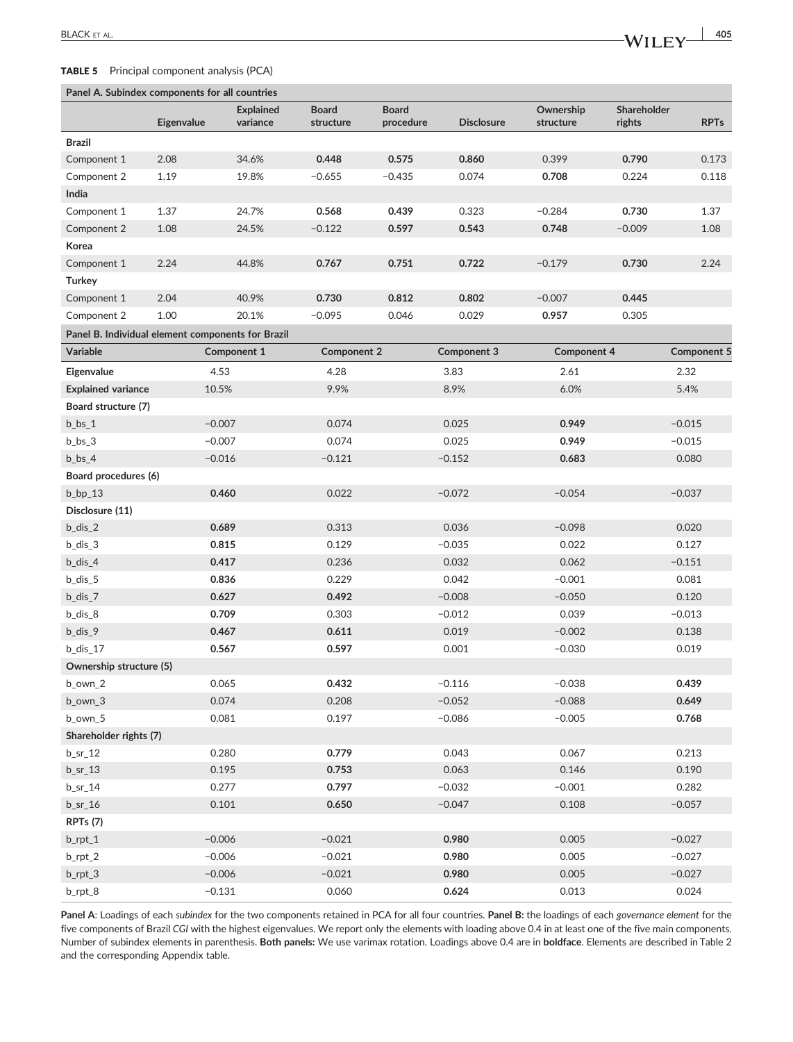**TABLE 5** Principal component analysis (PCA)

**Panel A. Subindex components for all countries**

| | Eigenvalue | Explained variance | Board structure | Board procedure | Disclosure | Ownership structure | Shareholder rights | RPTs |
|---|---|---|---|---|---|---|---|---|
| **Brazil** | | | | | | | | |
| Component 1 | 2.08 | 34.6% | **0.448** | **0.575** | **0.860** | 0.399 | **0.790** | 0.173 |
| Component 2 | 1.19 | 19.8% | −0.655 | −0.435 | 0.074 | **0.708** | 0.224 | 0.118 |
| **India** | | | | | | | | |
| Component 1 | 1.37 | 24.7% | **0.568** | **0.439** | 0.323 | −0.284 | **0.730** | 1.37 |
| Component 2 | 1.08 | 24.5% | −0.122 | **0.597** | **0.543** | **0.748** | −0.009 | 1.08 |
| **Korea** | | | | | | | | |
| Component 1 | 2.24 | 44.8% | **0.767** | **0.751** | **0.722** | −0.179 | **0.730** | 2.24 |
| **Turkey** | | | | | | | | |
| Component 1 | 2.04 | 40.9% | **0.730** | **0.812** | **0.802** | −0.007 | **0.445** | |
| Component 2 | 1.00 | 20.1% | −0.095 | 0.046 | 0.029 | **0.957** | 0.305 | |

**Panel B. Individual element components for Brazil**

| Variable | Component 1 | Component 2 | Component 3 | Component 4 | Component 5 |
|---|---|---|---|---|---|
| **Eigenvalue** | 4.53 | 4.28 | 3.83 | 2.61 | 2.32 |
| **Explained variance** | 10.5% | 9.9% | 8.9% | 6.0% | 5.4% |
| **Board structure (7)** | | | | | |
| b_bs_1 | −0.007 | 0.074 | 0.025 | **0.949** | −0.015 |
| b_bs_3 | −0.007 | 0.074 | 0.025 | **0.949** | −0.015 |
| b_bs_4 | −0.016 | −0.121 | −0.152 | **0.683** | 0.080 |
| **Board procedures (6)** | | | | | |
| b_bp_13 | **0.460** | 0.022 | −0.072 | −0.054 | −0.037 |
| **Disclosure (11)** | | | | | |
| b_dis_2 | **0.689** | 0.313 | 0.036 | −0.098 | 0.020 |
| b_dis_3 | **0.815** | 0.129 | −0.035 | 0.022 | 0.127 |
| b_dis_4 | **0.417** | 0.236 | 0.032 | 0.062 | −0.151 |
| b_dis_5 | **0.836** | 0.229 | 0.042 | −0.001 | 0.081 |
| b_dis_7 | **0.627** | **0.492** | −0.008 | −0.050 | 0.120 |
| b_dis_8 | **0.709** | 0.303 | −0.012 | 0.039 | −0.013 |
| b_dis_9 | **0.467** | **0.611** | 0.019 | −0.002 | 0.138 |
| b_dis_17 | **0.567** | **0.597** | 0.001 | −0.030 | 0.019 |
| **Ownership structure (5)** | | | | | |
| b_own_2 | 0.065 | **0.432** | −0.116 | −0.038 | **0.439** |
| b_own_3 | 0.074 | 0.208 | −0.052 | −0.088 | **0.649** |
| b_own_5 | 0.081 | 0.197 | −0.086 | −0.005 | **0.768** |
| **Shareholder rights (7)** | | | | | |
| b_sr_12 | 0.280 | **0.779** | 0.043 | 0.067 | 0.213 |
| b_sr_13 | 0.195 | **0.753** | 0.063 | 0.146 | 0.190 |
| b_sr_14 | 0.277 | **0.797** | −0.032 | −0.001 | 0.282 |
| b_sr_16 | 0.101 | **0.650** | −0.047 | 0.108 | −0.057 |
| **RPTs (7)** | | | | | |
| b_rpt_1 | −0.006 | −0.021 | **0.980** | 0.005 | −0.027 |
| b_rpt_2 | −0.006 | −0.021 | **0.980** | 0.005 | −0.027 |
| b_rpt_3 | −0.006 | −0.021 | **0.980** | 0.005 | −0.027 |
| b_rpt_8 | −0.131 | 0.060 | **0.624** | 0.013 | 0.024 |

**Panel A**: Loadings of each *subindex* for the two components retained in PCA for all four countries. **Panel B:** the loadings of each *governance element* for the five components of Brazil *CGI* with the highest eigenvalues. We report only the elements with loading above 0.4 in at least one of the five main components. Number of subindex elements in parenthesis. **Both panels:** We use varimax rotation. Loadings above 0.4 are in **boldface**. Elements are described in Table 2 and the corresponding Appendix table.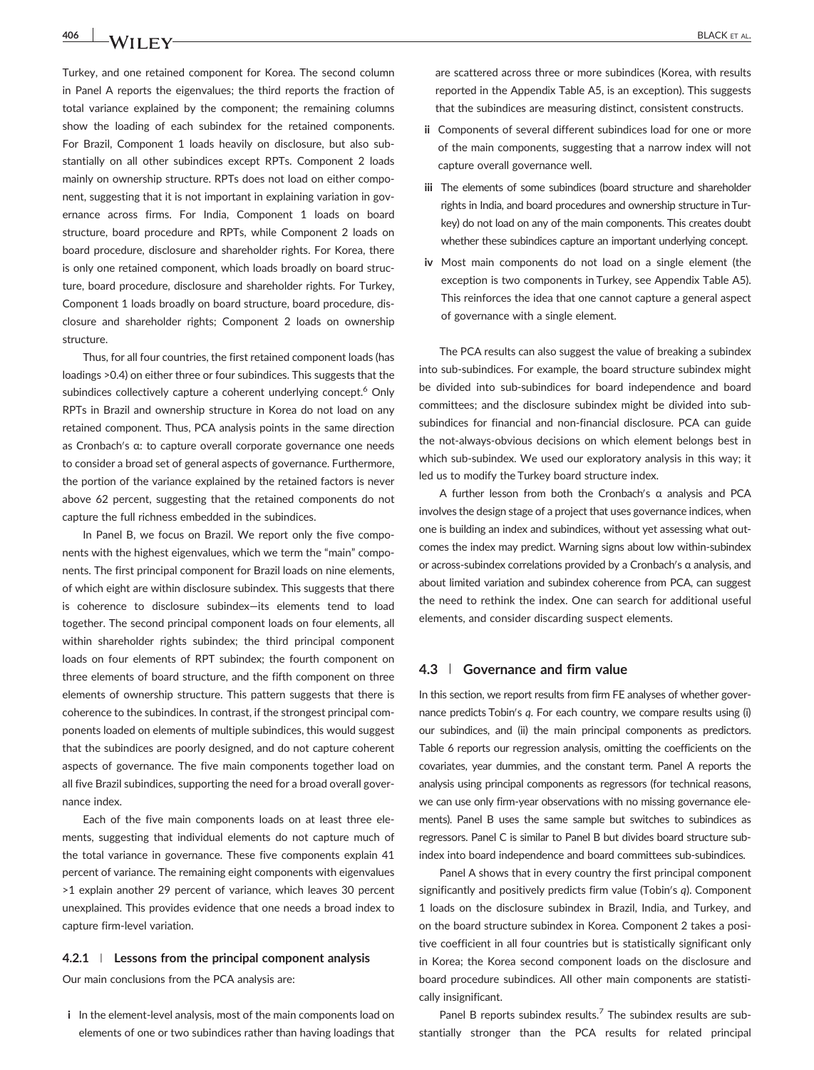Turkey, and one retained component for Korea. The second column in Panel A reports the eigenvalues; the third reports the fraction of total variance explained by the component; the remaining columns show the loading of each subindex for the retained components. For Brazil, Component 1 loads heavily on disclosure, but also substantially on all other subindices except RPTs. Component 2 loads mainly on ownership structure. RPTs does not load on either component, suggesting that it is not important in explaining variation in governance across firms. For India, Component 1 loads on board structure, board procedure and RPTs, while Component 2 loads on board procedure, disclosure and shareholder rights. For Korea, there is only one retained component, which loads broadly on board structure, board procedure, disclosure and shareholder rights. For Turkey, Component 1 loads broadly on board structure, board procedure, disclosure and shareholder rights; Component 2 loads on ownership structure.

Thus, for all four countries, the first retained component loads (has loadings >0.4) on either three or four subindices. This suggests that the subindices collectively capture a coherent underlying concept.[6] Only RPTs in Brazil and ownership structure in Korea do not load on any retained component. Thus, PCA analysis points in the same direction as Cronbach's α: to capture overall corporate governance one needs to consider a broad set of general aspects of governance. Furthermore, the portion of the variance explained by the retained factors is never above 62 percent, suggesting that the retained components do not capture the full richness embedded in the subindices.

In Panel B, we focus on Brazil. We report only the five components with the highest eigenvalues, which we term the "main" components. The first principal component for Brazil loads on nine elements, of which eight are within disclosure subindex. This suggests that there is coherence to disclosure subindex—its elements tend to load together. The second principal component loads on four elements, all within shareholder rights subindex; the third principal component loads on four elements of RPT subindex; the fourth component on three elements of board structure, and the fifth component on three elements of ownership structure. This pattern suggests that there is coherence to the subindices. In contrast, if the strongest principal components loaded on elements of multiple subindices, this would suggest that the subindices are poorly designed, and do not capture coherent aspects of governance. The five main components together load on all five Brazil subindices, supporting the need for a broad overall governance index.

Each of the five main components loads on at least three elements, suggesting that individual elements do not capture much of the total variance in governance. These five components explain 41 percent of variance. The remaining eight components with eigenvalues >1 explain another 29 percent of variance, which leaves 30 percent unexplained. This provides evidence that one needs a broad index to capture firm-level variation.

#### 4.2.1 | Lessons from the principal component analysis

Our main conclusions from the PCA analysis are:

- **i** In the element-level analysis, most of the main components load on elements of one or two subindices rather than having loadings that are scattered across three or more subindices (Korea, with results reported in the Appendix Table A5, is an exception). This suggests that the subindices are measuring distinct, consistent constructs.
- **ii** Components of several different subindices load for one or more of the main components, suggesting that a narrow index will not capture overall governance well.
- **iii** The elements of some subindices (board structure and shareholder rights in India, and board procedures and ownership structure in Turkey) do not load on any of the main components. This creates doubt whether these subindices capture an important underlying concept.
- **iv** Most main components do not load on a single element (the exception is two components in Turkey, see Appendix Table A5). This reinforces the idea that one cannot capture a general aspect of governance with a single element.

The PCA results can also suggest the value of breaking a subindex into sub-subindices. For example, the board structure subindex might be divided into sub-subindices for board independence and board committees; and the disclosure subindex might be divided into subsubindices for financial and non-financial disclosure. PCA can guide the not-always-obvious decisions on which element belongs best in which sub-subindex. We used our exploratory analysis in this way; it led us to modify the Turkey board structure index.

A further lesson from both the Cronbach's α analysis and PCA involves the design stage of a project that uses governance indices, when one is building an index and subindices, without yet assessing what outcomes the index may predict. Warning signs about low within-subindex or across-subindex correlations provided by a Cronbach's α analysis, and about limited variation and subindex coherence from PCA, can suggest the need to rethink the index. One can search for additional useful elements, and consider discarding suspect elements.

### 4.3 | Governance and firm value

In this section, we report results from firm FE analyses of whether governance predicts Tobin's *q*. For each country, we compare results using (i) our subindices, and (ii) the main principal components as predictors. Table 6 reports our regression analysis, omitting the coefficients on the covariates, year dummies, and the constant term. Panel A reports the analysis using principal components as regressors (for technical reasons, we can use only firm-year observations with no missing governance elements). Panel B uses the same sample but switches to subindices as regressors. Panel C is similar to Panel B but divides board structure subindex into board independence and board committees sub-subindices.

Panel A shows that in every country the first principal component significantly and positively predicts firm value (Tobin's *q*). Component 1 loads on the disclosure subindex in Brazil, India, and Turkey, and on the board structure subindex in Korea. Component 2 takes a positive coefficient in all four countries but is statistically significant only in Korea; the Korea second component loads on the disclosure and board procedure subindices. All other main components are statistically insignificant.

Panel B reports subindex results.[7] The subindex results are substantially stronger than the PCA results for related principal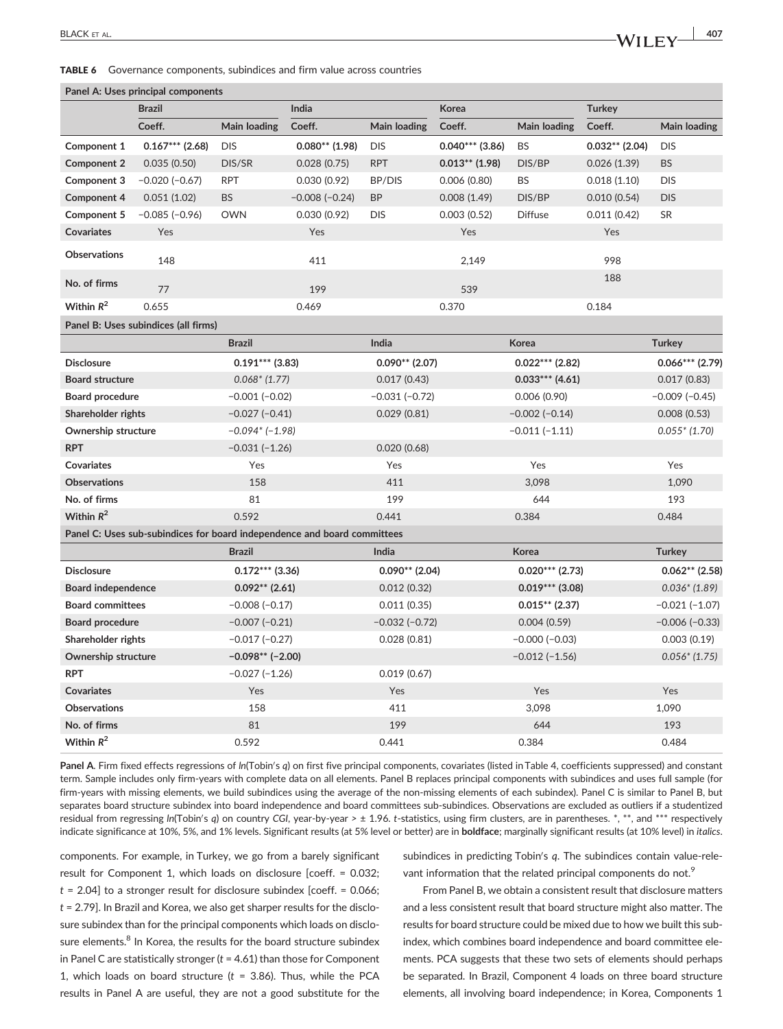**TABLE 6** Governance components, subindices and firm value across countries

**Panel A: Uses principal components**

| | Brazil | | India | | Korea | | Turkey | |
|---|---|---|---|---|---|---|---|---|
| | Coeff. | Main loading | Coeff. | Main loading | Coeff. | Main loading | Coeff. | Main loading |
| **Component 1** | **0.167*** (2.68)** | DIS | **0.080** (1.98)** | DIS | **0.040*** (3.86)** | BS | **0.032** (2.04)** | DIS |
| **Component 2** | 0.035 (0.50) | DIS/SR | 0.028 (0.75) | RPT | **0.013** (1.98)** | DIS/BP | 0.026 (1.39) | BS |
| **Component 3** | −0.020 (−0.67) | RPT | 0.030 (0.92) | BP/DIS | 0.006 (0.80) | BS | 0.018 (1.10) | DIS |
| **Component 4** | 0.051 (1.02) | BS | −0.008 (−0.24) | BP | 0.008 (1.49) | DIS/BP | 0.010 (0.54) | DIS |
| **Component 5** | −0.085 (−0.96) | OWN | 0.030 (0.92) | DIS | 0.003 (0.52) | Diffuse | 0.011 (0.42) | SR |
| **Covariates** | Yes | | Yes | | Yes | | Yes | |
| **Observations** | 148 | | 411 | | 2,149 | | 998 | |
| **No. of firms** | 77 | | 199 | | 539 | | 188 | |
| **Within $R^2$** | 0.655 | | 0.469 | | 0.370 | | 0.184 | |

**Panel B: Uses subindices (all firms)**

| | Brazil | India | Korea | Turkey |
|---|---|---|---|---|
| **Disclosure** | **0.191*** (3.83)** | **0.090** (2.07)** | **0.022*** (2.82)** | **0.066*** (2.79)** |
| **Board structure** | *0.068* (1.77)* | 0.017 (0.43) | **0.033*** (4.61)** | 0.017 (0.83) |
| **Board procedure** | −0.001 (−0.02) | −0.031 (−0.72) | 0.006 (0.90) | −0.009 (−0.45) |
| **Shareholder rights** | −0.027 (−0.41) | 0.029 (0.81) | −0.002 (−0.14) | 0.008 (0.53) |
| **Ownership structure** | *−0.094* (−1.98)* | | −0.011 (−1.11) | *0.055* (1.70)* |
| **RPT** | −0.031 (−1.26) | 0.020 (0.68) | | |
| **Covariates** | Yes | Yes | Yes | Yes |
| **Observations** | 158 | 411 | 3,098 | 1,090 |
| **No. of firms** | 81 | 199 | 644 | 193 |
| **Within $R^2$** | 0.592 | 0.441 | 0.384 | 0.484 |

**Panel C: Uses sub-subindices for board independence and board committees**

| | Brazil | India | Korea | Turkey |
|---|---|---|---|---|
| **Disclosure** | **0.172*** (3.36)** | **0.090** (2.04)** | **0.020*** (2.73)** | **0.062** (2.58)** |
| **Board independence** | **0.092** (2.61)** | 0.012 (0.32) | **0.019*** (3.08)** | *0.036* (1.89)* |
| **Board committees** | −0.008 (−0.17) | 0.011 (0.35) | **0.015** (2.37)** | −0.021 (−1.07) |
| **Board procedure** | −0.007 (−0.21) | −0.032 (−0.72) | 0.004 (0.59) | −0.006 (−0.33) |
| **Shareholder rights** | −0.017 (−0.27) | 0.028 (0.81) | −0.000 (−0.03) | 0.003 (0.19) |
| **Ownership structure** | **−0.098** (−2.00)** | | −0.012 (−1.56) | *0.056* (1.75)* |
| **RPT** | −0.027 (−1.26) | 0.019 (0.67) | | |
| **Covariates** | Yes | Yes | Yes | Yes |
| **Observations** | 158 | 411 | 3,098 | 1,090 |
| **No. of firms** | 81 | 199 | 644 | 193 |
| **Within $R^2$** | 0.592 | 0.441 | 0.384 | 0.484 |

**Panel A.** Firm fixed effects regressions of *ln*(Tobin's *q*) on first five principal components, covariates (listed in Table 4, coefficients suppressed) and constant term. Sample includes only firm-years with complete data on all elements. Panel B replaces principal components with subindices and uses full sample (for firm-years with missing elements, we build subindices using the average of the non-missing elements of each subindex). Panel C is similar to Panel B, but separates board structure subindex into board independence and board committees sub-subindices. Observations are excluded as outliers if a studentized residual from regressing *ln*(Tobin's *q*) on country *CGI*, year-by-year > ± 1.96. *t*-statistics, using firm clusters, are in parentheses. *, **, and *** respectively indicate significance at 10%, 5%, and 1% levels. Significant results (at 5% level or better) are in **boldface**; marginally significant results (at 10% level) in *italics*.

components. For example, in Turkey, we go from a barely significant result for Component 1, which loads on disclosure [coeff. = 0.032; $t$ = 2.04] to a stronger result for disclosure subindex [coeff. = 0.066; $t$ = 2.79]. In Brazil and Korea, we also get sharper results for the disclosure subindex than for the principal components which loads on disclosure elements.[8] In Korea, the results for the board structure subindex in Panel C are statistically stronger ($t$ = 4.61) than those for Component 1, which loads on board structure ($t$ = 3.86). Thus, while the PCA results in Panel A are useful, they are not a good substitute for the subindices in predicting Tobin's *q*. The subindices contain value-relevant information that the related principal components do not.[9]

From Panel B, we obtain a consistent result that disclosure matters and a less consistent result that board structure might also matter. The results for board structure could be mixed due to how we built this subindex, which combines board independence and board committee elements. PCA suggests that these two sets of elements should perhaps be separated. In Brazil, Component 4 loads on three board structure elements, all involving board independence; in Korea, Components 1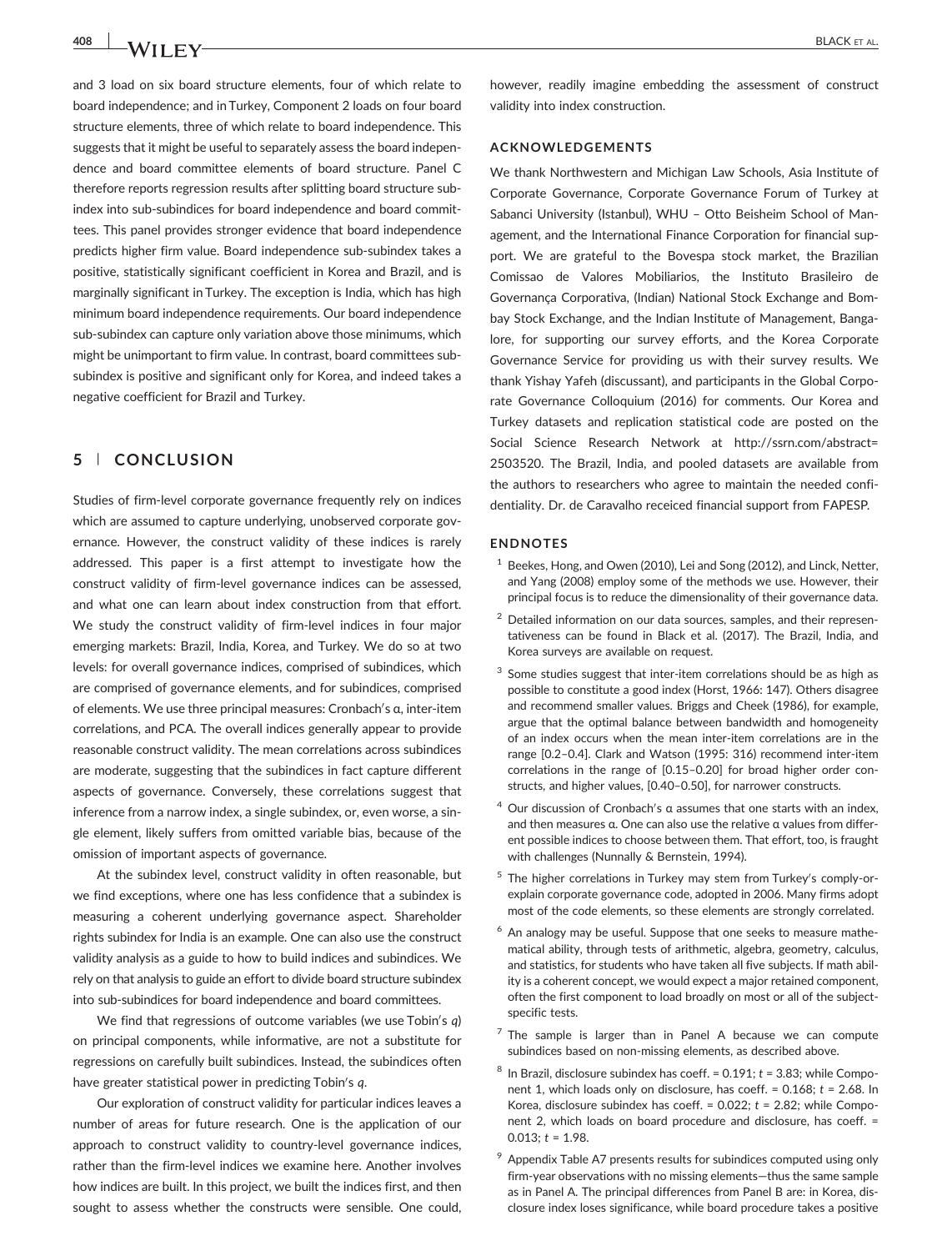and 3 load on six board structure elements, four of which relate to board independence; and in Turkey, Component 2 loads on four board structure elements, three of which relate to board independence. This suggests that it might be useful to separately assess the board independence and board committee elements of board structure. Panel C therefore reports regression results after splitting board structure subindex into sub-subindices for board independence and board committees. This panel provides stronger evidence that board independence predicts higher firm value. Board independence sub-subindex takes a positive, statistically significant coefficient in Korea and Brazil, and is marginally significant in Turkey. The exception is India, which has high minimum board independence requirements. Our board independence sub-subindex can capture only variation above those minimums, which might be unimportant to firm value. In contrast, board committees sub-subindex is positive and significant only for Korea, and indeed takes a negative coefficient for Brazil and Turkey.

## 5 | CONCLUSION

Studies of firm-level corporate governance frequently rely on indices which are assumed to capture underlying, unobserved corporate governance. However, the construct validity of these indices is rarely addressed. This paper is a first attempt to investigate how the construct validity of firm-level governance indices can be assessed, and what one can learn about index construction from that effort. We study the construct validity of firm-level indices in four major emerging markets: Brazil, India, Korea, and Turkey. We do so at two levels: for overall governance indices, comprised of subindices, which are comprised of governance elements, and for subindices, comprised of elements. We use three principal measures: Cronbach's α, inter-item correlations, and PCA. The overall indices generally appear to provide reasonable construct validity. The mean correlations across subindices are moderate, suggesting that the subindices in fact capture different aspects of governance. Conversely, these correlations suggest that inference from a narrow index, a single subindex, or, even worse, a single element, likely suffers from omitted variable bias, because of the omission of important aspects of governance.

At the subindex level, construct validity in often reasonable, but we find exceptions, where one has less confidence that a subindex is measuring a coherent underlying governance aspect. Shareholder rights subindex for India is an example. One can also use the construct validity analysis as a guide to how to build indices and subindices. We rely on that analysis to guide an effort to divide board structure subindex into sub-subindices for board independence and board committees.

We find that regressions of outcome variables (we use Tobin's *q*) on principal components, while informative, are not a substitute for regressions on carefully built subindices. Instead, the subindices often have greater statistical power in predicting Tobin's *q*.

Our exploration of construct validity for particular indices leaves a number of areas for future research. One is the application of our approach to construct validity to country-level governance indices, rather than the firm-level indices we examine here. Another involves how indices are built. In this project, we built the indices first, and then sought to assess whether the constructs were sensible. One could, however, readily imagine embedding the assessment of construct validity into index construction.

### ACKNOWLEDGEMENTS

We thank Northwestern and Michigan Law Schools, Asia Institute of Corporate Governance, Corporate Governance Forum of Turkey at Sabanci University (Istanbul), WHU – Otto Beisheim School of Management, and the International Finance Corporation for financial support. We are grateful to the Bovespa stock market, the Brazilian Comissao de Valores Mobiliarios, the Instituto Brasileiro de Governança Corporativa, (Indian) National Stock Exchange and Bombay Stock Exchange, and the Indian Institute of Management, Bangalore, for supporting our survey efforts, and the Korea Corporate Governance Service for providing us with their survey results. We thank Yishay Yafeh (discussant), and participants in the Global Corporate Governance Colloquium (2016) for comments. Our Korea and Turkey datasets and replication statistical code are posted on the Social Science Research Network at http://ssrn.com/abstract=2503520. The Brazil, India, and pooled datasets are available from the authors to researchers who agree to maintain the needed confidentiality. Dr. de Caravalho receiced financial support from FAPESP.

### ENDNOTES

[1] Beekes, Hong, and Owen (2010), Lei and Song (2012), and Linck, Netter, and Yang (2008) employ some of the methods we use. However, their principal focus is to reduce the dimensionality of their governance data.

[2] Detailed information on our data sources, samples, and their representativeness can be found in Black et al. (2017). The Brazil, India, and Korea surveys are available on request.

[3] Some studies suggest that inter-item correlations should be as high as possible to constitute a good index (Horst, 1966: 147). Others disagree and recommend smaller values. Briggs and Cheek (1986), for example, argue that the optimal balance between bandwidth and homogeneity of an index occurs when the mean inter-item correlations are in the range [0.2–0.4]. Clark and Watson (1995: 316) recommend inter-item correlations in the range of [0.15–0.20] for broad higher order constructs, and higher values, [0.40–0.50], for narrower constructs.

[4] Our discussion of Cronbach's α assumes that one starts with an index, and then measures α. One can also use the relative α values from different possible indices to choose between them. That effort, too, is fraught with challenges (Nunnally & Bernstein, 1994).

[5] The higher correlations in Turkey may stem from Turkey's comply-or-explain corporate governance code, adopted in 2006. Many firms adopt most of the code elements, so these elements are strongly correlated.

[6] An analogy may be useful. Suppose that one seeks to measure mathematical ability, through tests of arithmetic, algebra, geometry, calculus, and statistics, for students who have taken all five subjects. If math ability is a coherent concept, we would expect a major retained component, often the first component to load broadly on most or all of the subject-specific tests.

[7] The sample is larger than in Panel A because we can compute subindices based on non-missing elements, as described above.

[8] In Brazil, disclosure subindex has coeff. = 0.191; $t$ = 3.83; while Component 1, which loads only on disclosure, has coeff. = 0.168; $t$ = 2.68. In Korea, disclosure subindex has coeff. = 0.022; $t$ = 2.82; while Component 2, which loads on board procedure and disclosure, has coeff. = 0.013; $t$ = 1.98.

[9] Appendix Table A7 presents results for subindices computed using only firm-year observations with no missing elements—thus the same sample as in Panel A. The principal differences from Panel B are: in Korea, disclosure index loses significance, while board procedure takes a positive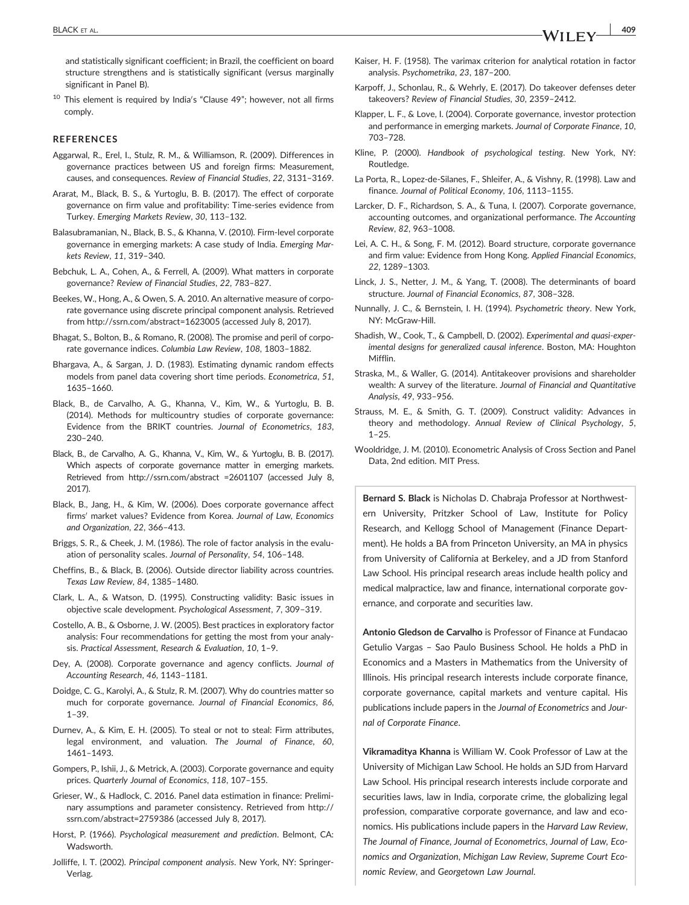and statistically significant coefficient; in Brazil, the coefficient on board structure strengthens and is statistically significant (versus marginally significant in Panel B).

[10] This element is required by India's "Clause 49"; however, not all firms comply.

## REFERENCES

Aggarwal, R., Erel, I., Stulz, R. M., & Williamson, R. (2009). Differences in governance practices between US and foreign firms: Measurement, causes, and consequences. *Review of Financial Studies*, *22*, 3131–3169.

Ararat, M., Black, B. S., & Yurtoglu, B. B. (2017). The effect of corporate governance on firm value and profitability: Time-series evidence from Turkey. *Emerging Markets Review*, *30*, 113–132.

Balasubramanian, N., Black, B. S., & Khanna, V. (2010). Firm-level corporate governance in emerging markets: A case study of India. *Emerging Markets Review*, *11*, 319–340.

Bebchuk, L. A., Cohen, A., & Ferrell, A. (2009). What matters in corporate governance? *Review of Financial Studies*, *22*, 783–827.

Beekes, W., Hong, A., & Owen, S. A. 2010. An alternative measure of corporate governance using discrete principal component analysis. Retrieved from http://ssrn.com/abstract=1623005 (accessed July 8, 2017).

Bhagat, S., Bolton, B., & Romano, R. (2008). The promise and peril of corporate governance indices. *Columbia Law Review*, *108*, 1803–1882.

Bhargava, A., & Sargan, J. D. (1983). Estimating dynamic random effects models from panel data covering short time periods. *Econometrica*, *51*, 1635–1660.

Black, B., de Carvalho, A. G., Khanna, V., Kim, W., & Yurtoglu, B. B. (2014). Methods for multicountry studies of corporate governance: Evidence from the BRIKT countries. *Journal of Econometrics*, *183*, 230–240.

Black, B., de Carvalho, A. G., Khanna, V., Kim, W., & Yurtoglu, B. B. (2017). Which aspects of corporate governance matter in emerging markets. Retrieved from http://ssrn.com/abstract =2601107 (accessed July 8, 2017).

Black, B., Jang, H., & Kim, W. (2006). Does corporate governance affect firms' market values? Evidence from Korea. *Journal of Law, Economics and Organization*, *22*, 366–413.

Briggs, S. R., & Cheek, J. M. (1986). The role of factor analysis in the evaluation of personality scales. *Journal of Personality*, *54*, 106–148.

Cheffins, B., & Black, B. (2006). Outside director liability across countries. *Texas Law Review*, *84*, 1385–1480.

Clark, L. A., & Watson, D. (1995). Constructing validity: Basic issues in objective scale development. *Psychological Assessment*, *7*, 309–319.

Costello, A. B., & Osborne, J. W. (2005). Best practices in exploratory factor analysis: Four recommendations for getting the most from your analysis. *Practical Assessment, Research & Evaluation*, *10*, 1–9.

Dey, A. (2008). Corporate governance and agency conflicts. *Journal of Accounting Research*, *46*, 1143–1181.

Doidge, C. G., Karolyi, A., & Stulz, R. M. (2007). Why do countries matter so much for corporate governance. *Journal of Financial Economics*, *86*, 1–39.

Durnev, A., & Kim, E. H. (2005). To steal or not to steal: Firm attributes, legal environment, and valuation. *The Journal of Finance*, *60*, 1461–1493.

Gompers, P., Ishii, J., & Metrick, A. (2003). Corporate governance and equity prices. *Quarterly Journal of Economics*, *118*, 107–155.

Grieser, W., & Hadlock, C. 2016. Panel data estimation in finance: Preliminary assumptions and parameter consistency. Retrieved from http://ssrn.com/abstract=2759386 (accessed July 8, 2017).

Horst, P. (1966). *Psychological measurement and prediction*. Belmont, CA: Wadsworth.

Jolliffe, I. T. (2002). *Principal component analysis*. New York, NY: Springer-Verlag.

Kaiser, H. F. (1958). The varimax criterion for analytical rotation in factor analysis. *Psychometrika*, *23*, 187–200.

Karpoff, J., Schonlau, R., & Wehrly, E. (2017). Do takeover defenses deter takeovers? *Review of Financial Studies*, *30*, 2359–2412.

Klapper, L. F., & Love, I. (2004). Corporate governance, investor protection and performance in emerging markets. *Journal of Corporate Finance*, *10*, 703–728.

Kline, P. (2000). *Handbook of psychological testing*. New York, NY: Routledge.

La Porta, R., Lopez-de-Silanes, F., Shleifer, A., & Vishny, R. (1998). Law and finance. *Journal of Political Economy*, *106*, 1113–1155.

Larcker, D. F., Richardson, S. A., & Tuna, I. (2007). Corporate governance, accounting outcomes, and organizational performance. *The Accounting Review*, *82*, 963–1008.

Lei, A. C. H., & Song, F. M. (2012). Board structure, corporate governance and firm value: Evidence from Hong Kong. *Applied Financial Economics*, *22*, 1289–1303.

Linck, J. S., Netter, J. M., & Yang, T. (2008). The determinants of board structure. *Journal of Financial Economics*, *87*, 308–328.

Nunnally, J. C., & Bernstein, I. H. (1994). *Psychometric theory*. New York, NY: McGraw-Hill.

Shadish, W., Cook, T., & Campbell, D. (2002). *Experimental and quasi-experimental designs for generalized causal inference*. Boston, MA: Houghton Mifflin.

Straska, M., & Waller, G. (2014). Antitakeover provisions and shareholder wealth: A survey of the literature. *Journal of Financial and Quantitative Analysis*, *49*, 933–956.

Strauss, M. E., & Smith, G. T. (2009). Construct validity: Advances in theory and methodology. *Annual Review of Clinical Psychology*, *5*, 1–25.

Wooldridge, J. M. (2010). Econometric Analysis of Cross Section and Panel Data, 2nd edition. MIT Press.

**Bernard S. Black** is Nicholas D. Chabraja Professor at Northwestern University, Pritzker School of Law, Institute for Policy Research, and Kellogg School of Management (Finance Department). He holds a BA from Princeton University, an MA in physics from University of California at Berkeley, and a JD from Stanford Law School. His principal research areas include health policy and medical malpractice, law and finance, international corporate governance, and corporate and securities law.

**Antonio Gledson de Carvalho** is Professor of Finance at Fundacao Getulio Vargas – Sao Paulo Business School. He holds a PhD in Economics and a Masters in Mathematics from the University of Illinois. His principal research interests include corporate finance, corporate governance, capital markets and venture capital. His publications include papers in the *Journal of Econometrics* and *Journal of Corporate Finance*.

**Vikramaditya Khanna** is William W. Cook Professor of Law at the University of Michigan Law School. He holds an SJD from Harvard Law School. His principal research interests include corporate and securities laws, law in India, corporate crime, the globalizing legal profession, comparative corporate governance, and law and economics. His publications include papers in the *Harvard Law Review*, *The Journal of Finance*, *Journal of Econometrics*, *Journal of Law, Economics and Organization*, *Michigan Law Review*, *Supreme Court Economic Review*, and *Georgetown Law Journal*.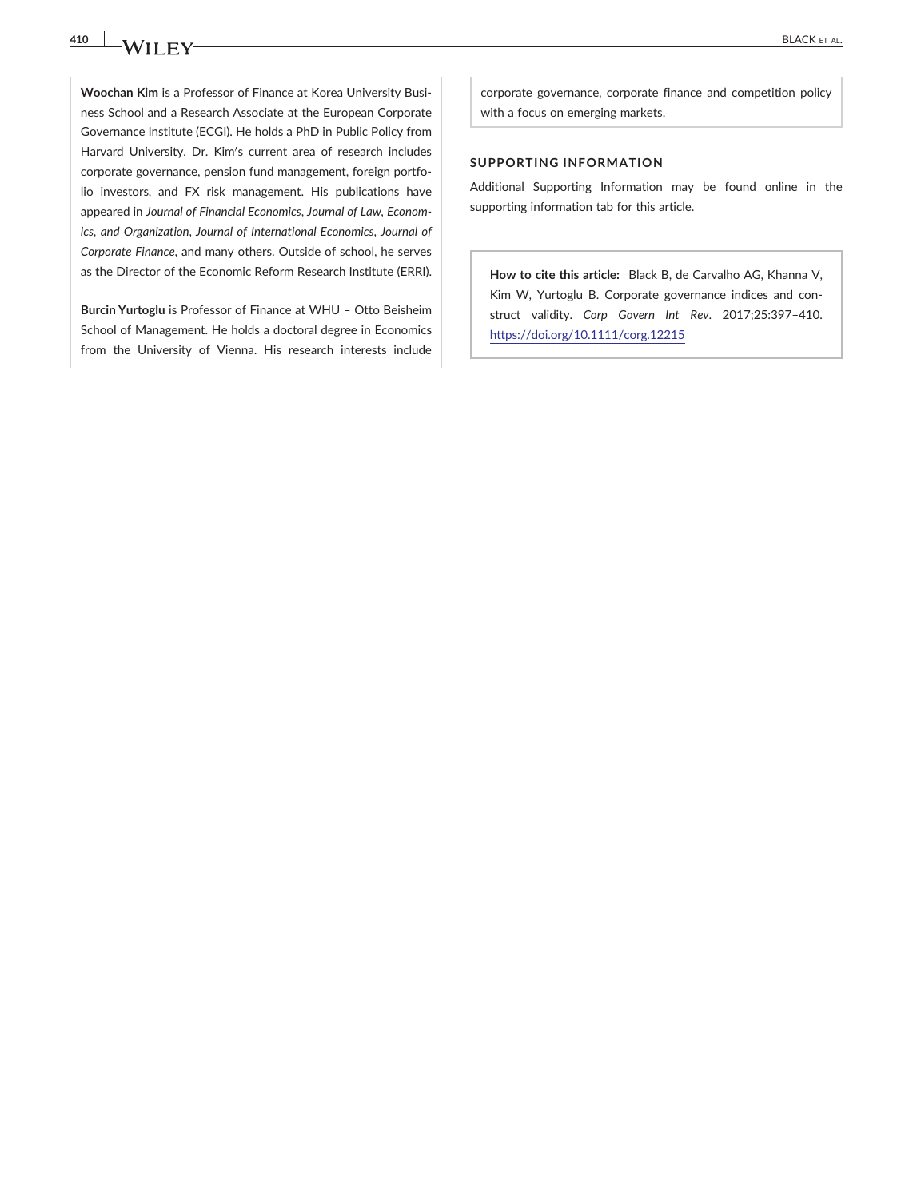**Woochan Kim** is a Professor of Finance at Korea University Business School and a Research Associate at the European Corporate Governance Institute (ECGI). He holds a PhD in Public Policy from Harvard University. Dr. Kim's current area of research includes corporate governance, pension fund management, foreign portfolio investors, and FX risk management. His publications have appeared in *Journal of Financial Economics*, *Journal of Law, Economics, and Organization*, *Journal of International Economics*, *Journal of Corporate Finance*, and many others. Outside of school, he serves as the Director of the Economic Reform Research Institute (ERRI).

**Burcin Yurtoglu** is Professor of Finance at WHU – Otto Beisheim School of Management. He holds a doctoral degree in Economics from the University of Vienna. His research interests include corporate governance, corporate finance and competition policy with a focus on emerging markets.

## SUPPORTING INFORMATION

Additional Supporting Information may be found online in the supporting information tab for this article.

**How to cite this article:** Black B, de Carvalho AG, Khanna V, Kim W, Yurtoglu B. Corporate governance indices and construct validity. *Corp Govern Int Rev*. 2017;25:397–410. https://doi.org/10.1111/corg.12215